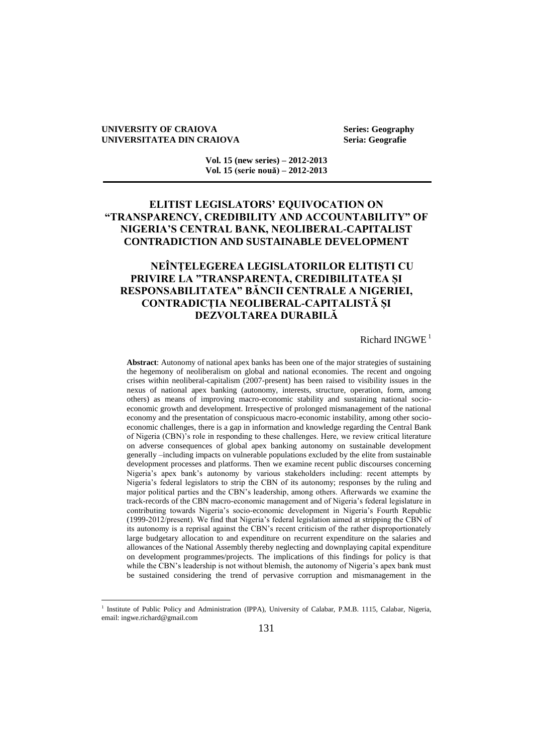# ELITIST LEGISLATORS' EQUIVOCATION ON "TRANSPARENCY, CREDIBILITY AND ACCOUNTABILITY" OF NIGERIA'S CENTRAL BANK, NEOLIBERAL-CAPITALIST CONTRADICTION AND SUSTAINABLE DEVELOPMENT

# NEÎNȚELEGEREA LEGISLATORILOR ELITIȘTI CU PRIVIRE LA "TRANSPARENȚA, CREDIBILITATEA ȘI RESPONSABILITATEA" BĂNCII CENTRALE A NIGERIEI, CONTRADICȚIA NEOLIBERAL-CAPITALISTĂ ȘI DEZVOLTAREA DURABILĂ

Richard INGWE [1]

**Abstract**: Autonomy of national apex banks has been one of the major strategies of sustaining the hegemony of neoliberalism on global and national economies. The recent and ongoing crises within neoliberal-capitalism (2007-present) has been raised to visibility issues in the nexus of national apex banking (autonomy, interests, structure, operation, form, among others) as means of improving macro-economic stability and sustaining national socio-economic growth and development. Irrespective of prolonged mismanagement of the national economy and the presentation of conspicuous macro-economic instability, among other socio-economic challenges, there is a gap in information and knowledge regarding the Central Bank of Nigeria (CBN)'s role in responding to these challenges. Here, we review critical literature on adverse consequences of global apex banking autonomy on sustainable development generally –including impacts on vulnerable populations excluded by the elite from sustainable development processes and platforms. Then we examine recent public discourses concerning Nigeria's apex bank's autonomy by various stakeholders including: recent attempts by Nigeria's federal legislators to strip the CBN of its autonomy; responses by the ruling and major political parties and the CBN's leadership, among others. Afterwards we examine the track-records of the CBN macro-economic management and of Nigeria's federal legislature in contributing towards Nigeria's socio-economic development in Nigeria's Fourth Republic (1999-2012/present). We find that Nigeria's federal legislation aimed at stripping the CBN of its autonomy is a reprisal against the CBN's recent criticism of the rather disproportionately large budgetary allocation to and expenditure on recurrent expenditure on the salaries and allowances of the National Assembly thereby neglecting and downplaying capital expenditure on development programmes/projects. The implications of this findings for policy is that while the CBN's leadership is not without blemish, the autonomy of Nigeria's apex bank must be sustained considering the trend of pervasive corruption and mismanagement in the

---

[1] Institute of Public Policy and Administration (IPPA), University of Calabar, P.M.B. 1115, Calabar, Nigeria, email: ingwe.richard@gmail.com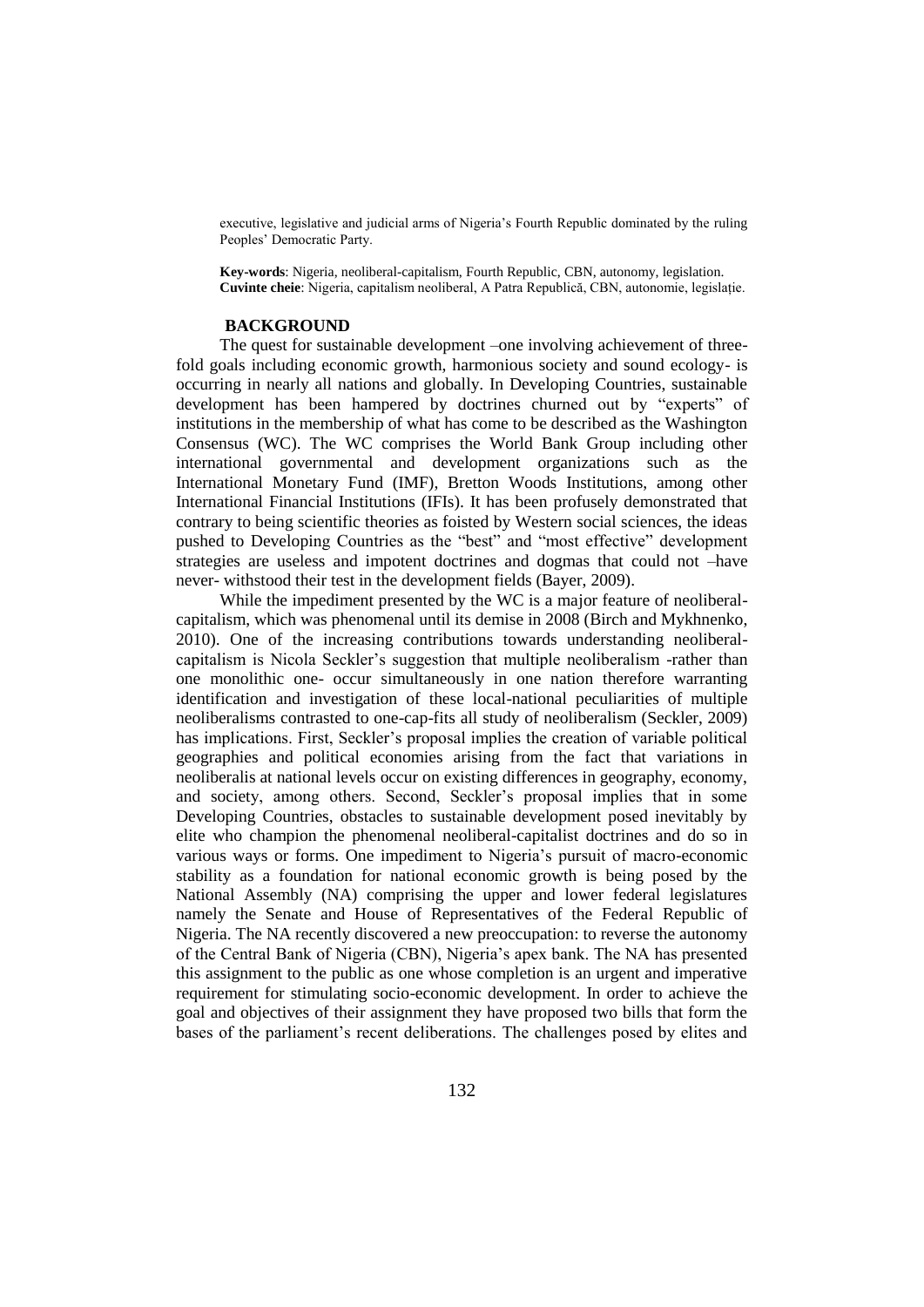executive, legislative and judicial arms of Nigeria's Fourth Republic dominated by the ruling Peoples' Democratic Party.

**Key-words**: Nigeria, neoliberal-capitalism, Fourth Republic, CBN, autonomy, legislation.
**Cuvinte cheie**: Nigeria, capitalism neoliberal, A Patra Republică, CBN, autonomie, legislație.

## BACKGROUND

The quest for sustainable development –one involving achievement of three-fold goals including economic growth, harmonious society and sound ecology- is occurring in nearly all nations and globally. In Developing Countries, sustainable development has been hampered by doctrines churned out by "experts" of institutions in the membership of what has come to be described as the Washington Consensus (WC). The WC comprises the World Bank Group including other international governmental and development organizations such as the International Monetary Fund (IMF), Bretton Woods Institutions, among other International Financial Institutions (IFIs). It has been profusely demonstrated that contrary to being scientific theories as foisted by Western social sciences, the ideas pushed to Developing Countries as the "best" and "most effective" development strategies are useless and impotent doctrines and dogmas that could not –have never- withstood their test in the development fields (Bayer, 2009).

While the impediment presented by the WC is a major feature of neoliberal-capitalism, which was phenomenal until its demise in 2008 (Birch and Mykhnenko, 2010). One of the increasing contributions towards understanding neoliberal-capitalism is Nicola Seckler's suggestion that multiple neoliberalism -rather than one monolithic one- occur simultaneously in one nation therefore warranting identification and investigation of these local-national peculiarities of multiple neoliberalisms contrasted to one-cap-fits all study of neoliberalism (Seckler, 2009) has implications. First, Seckler's proposal implies the creation of variable political geographies and political economies arising from the fact that variations in neoliberalis at national levels occur on existing differences in geography, economy, and society, among others. Second, Seckler's proposal implies that in some Developing Countries, obstacles to sustainable development posed inevitably by elite who champion the phenomenal neoliberal-capitalist doctrines and do so in various ways or forms. One impediment to Nigeria's pursuit of macro-economic stability as a foundation for national economic growth is being posed by the National Assembly (NA) comprising the upper and lower federal legislatures namely the Senate and House of Representatives of the Federal Republic of Nigeria. The NA recently discovered a new preoccupation: to reverse the autonomy of the Central Bank of Nigeria (CBN), Nigeria's apex bank. The NA has presented this assignment to the public as one whose completion is an urgent and imperative requirement for stimulating socio-economic development. In order to achieve the goal and objectives of their assignment they have proposed two bills that form the bases of the parliament's recent deliberations. The challenges posed by elites and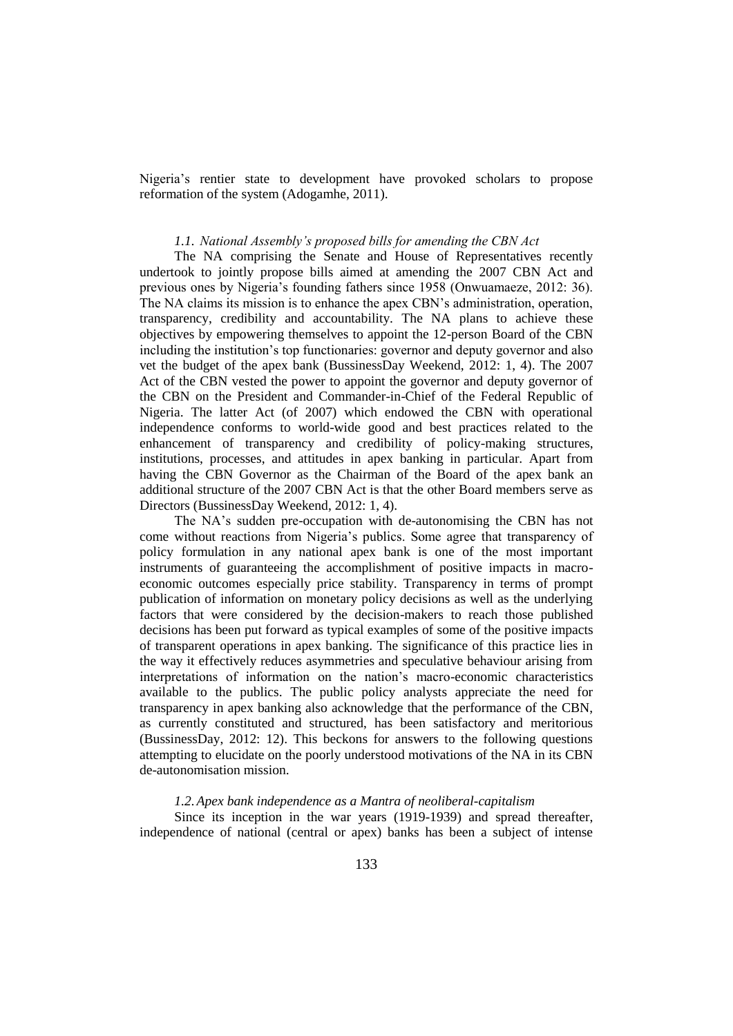Nigeria's rentier state to development have provoked scholars to propose reformation of the system (Adogamhe, 2011).

### *1.1. National Assembly's proposed bills for amending the CBN Act*

The NA comprising the Senate and House of Representatives recently undertook to jointly propose bills aimed at amending the 2007 CBN Act and previous ones by Nigeria's founding fathers since 1958 (Onwuamaeze, 2012: 36). The NA claims its mission is to enhance the apex CBN's administration, operation, transparency, credibility and accountability. The NA plans to achieve these objectives by empowering themselves to appoint the 12-person Board of the CBN including the institution's top functionaries: governor and deputy governor and also vet the budget of the apex bank (BussinessDay Weekend, 2012: 1, 4). The 2007 Act of the CBN vested the power to appoint the governor and deputy governor of the CBN on the President and Commander-in-Chief of the Federal Republic of Nigeria. The latter Act (of 2007) which endowed the CBN with operational independence conforms to world-wide good and best practices related to the enhancement of transparency and credibility of policy-making structures, institutions, processes, and attitudes in apex banking in particular. Apart from having the CBN Governor as the Chairman of the Board of the apex bank an additional structure of the 2007 CBN Act is that the other Board members serve as Directors (BussinessDay Weekend, 2012: 1, 4).

The NA's sudden pre-occupation with de-autonomising the CBN has not come without reactions from Nigeria's publics. Some agree that transparency of policy formulation in any national apex bank is one of the most important instruments of guaranteeing the accomplishment of positive impacts in macro-economic outcomes especially price stability. Transparency in terms of prompt publication of information on monetary policy decisions as well as the underlying factors that were considered by the decision-makers to reach those published decisions has been put forward as typical examples of some of the positive impacts of transparent operations in apex banking. The significance of this practice lies in the way it effectively reduces asymmetries and speculative behaviour arising from interpretations of information on the nation's macro-economic characteristics available to the publics. The public policy analysts appreciate the need for transparency in apex banking also acknowledge that the performance of the CBN, as currently constituted and structured, has been satisfactory and meritorious (BussinessDay, 2012: 12). This beckons for answers to the following questions attempting to elucidate on the poorly understood motivations of the NA in its CBN de-autonomisation mission.

### *1.2. Apex bank independence as a Mantra of neoliberal-capitalism*

Since its inception in the war years (1919-1939) and spread thereafter, independence of national (central or apex) banks has been a subject of intense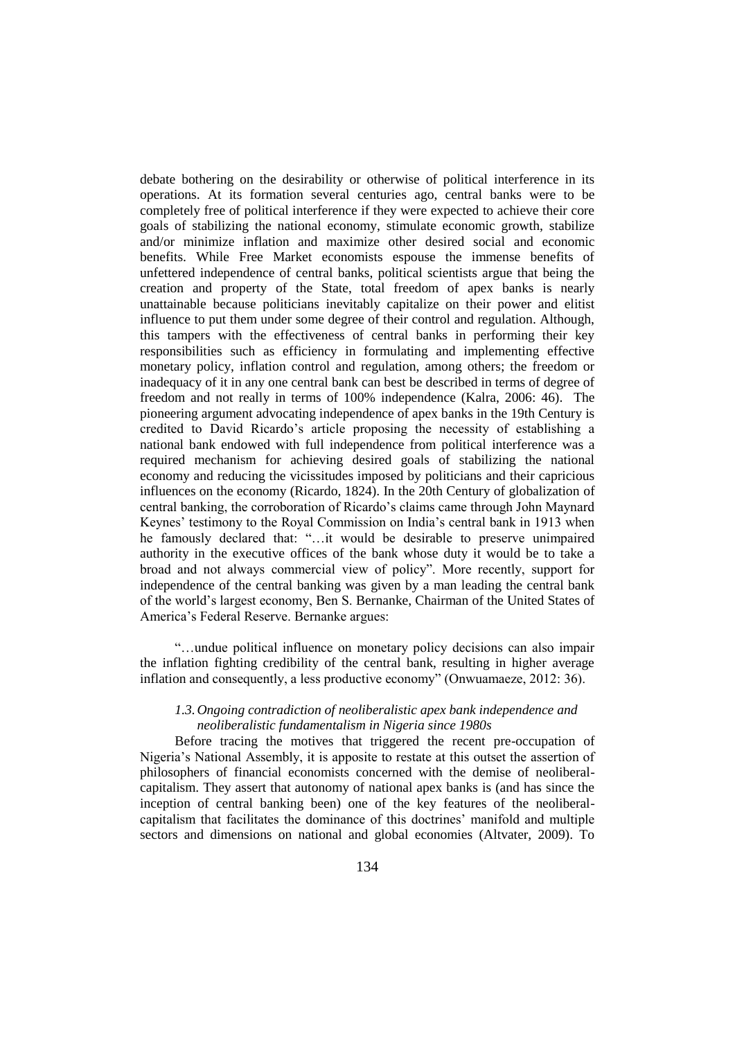debate bothering on the desirability or otherwise of political interference in its operations. At its formation several centuries ago, central banks were to be completely free of political interference if they were expected to achieve their core goals of stabilizing the national economy, stimulate economic growth, stabilize and/or minimize inflation and maximize other desired social and economic benefits. While Free Market economists espouse the immense benefits of unfettered independence of central banks, political scientists argue that being the creation and property of the State, total freedom of apex banks is nearly unattainable because politicians inevitably capitalize on their power and elitist influence to put them under some degree of their control and regulation. Although, this tampers with the effectiveness of central banks in performing their key responsibilities such as efficiency in formulating and implementing effective monetary policy, inflation control and regulation, among others; the freedom or inadequacy of it in any one central bank can best be described in terms of degree of freedom and not really in terms of 100% independence (Kalra, 2006: 46). The pioneering argument advocating independence of apex banks in the 19th Century is credited to David Ricardo's article proposing the necessity of establishing a national bank endowed with full independence from political interference was a required mechanism for achieving desired goals of stabilizing the national economy and reducing the vicissitudes imposed by politicians and their capricious influences on the economy (Ricardo, 1824). In the 20th Century of globalization of central banking, the corroboration of Ricardo's claims came through John Maynard Keynes' testimony to the Royal Commission on India's central bank in 1913 when he famously declared that: "…it would be desirable to preserve unimpaired authority in the executive offices of the bank whose duty it would be to take a broad and not always commercial view of policy". More recently, support for independence of the central banking was given by a man leading the central bank of the world's largest economy, Ben S. Bernanke, Chairman of the United States of America's Federal Reserve. Bernanke argues:

> "…undue political influence on monetary policy decisions can also impair the inflation fighting credibility of the central bank, resulting in higher average inflation and consequently, a less productive economy" (Onwuamaeze, 2012: 36).

### *1.3. Ongoing contradiction of neoliberalistic apex bank independence and neoliberalistic fundamentalism in Nigeria since 1980s*

Before tracing the motives that triggered the recent pre-occupation of Nigeria's National Assembly, it is apposite to restate at this outset the assertion of philosophers of financial economists concerned with the demise of neoliberal-capitalism. They assert that autonomy of national apex banks is (and has since the inception of central banking been) one of the key features of the neoliberal-capitalism that facilitates the dominance of this doctrines' manifold and multiple sectors and dimensions on national and global economies (Altvater, 2009). To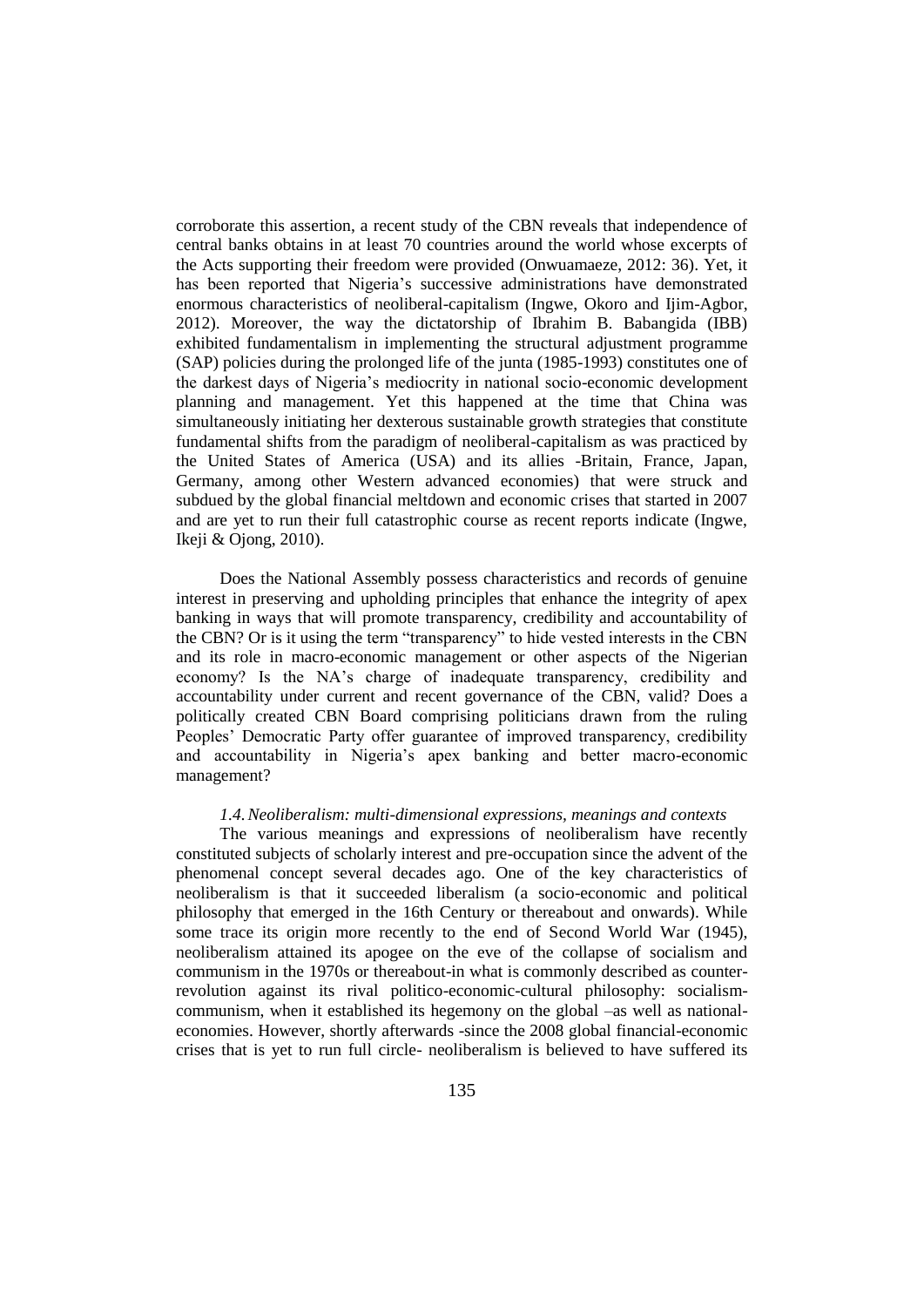corroborate this assertion, a recent study of the CBN reveals that independence of central banks obtains in at least 70 countries around the world whose excerpts of the Acts supporting their freedom were provided (Onwuamaeze, 2012: 36). Yet, it has been reported that Nigeria's successive administrations have demonstrated enormous characteristics of neoliberal-capitalism (Ingwe, Okoro and Ijim-Agbor, 2012). Moreover, the way the dictatorship of Ibrahim B. Babangida (IBB) exhibited fundamentalism in implementing the structural adjustment programme (SAP) policies during the prolonged life of the junta (1985-1993) constitutes one of the darkest days of Nigeria's mediocrity in national socio-economic development planning and management. Yet this happened at the time that China was simultaneously initiating her dexterous sustainable growth strategies that constitute fundamental shifts from the paradigm of neoliberal-capitalism as was practiced by the United States of America (USA) and its allies -Britain, France, Japan, Germany, among other Western advanced economies) that were struck and subdued by the global financial meltdown and economic crises that started in 2007 and are yet to run their full catastrophic course as recent reports indicate (Ingwe, Ikeji & Ojong, 2010).

Does the National Assembly possess characteristics and records of genuine interest in preserving and upholding principles that enhance the integrity of apex banking in ways that will promote transparency, credibility and accountability of the CBN? Or is it using the term "transparency" to hide vested interests in the CBN and its role in macro-economic management or other aspects of the Nigerian economy? Is the NA's charge of inadequate transparency, credibility and accountability under current and recent governance of the CBN, valid? Does a politically created CBN Board comprising politicians drawn from the ruling Peoples' Democratic Party offer guarantee of improved transparency, credibility and accountability in Nigeria's apex banking and better macro-economic management?

### *1.4. Neoliberalism: multi-dimensional expressions, meanings and contexts*

The various meanings and expressions of neoliberalism have recently constituted subjects of scholarly interest and pre-occupation since the advent of the phenomenal concept several decades ago. One of the key characteristics of neoliberalism is that it succeeded liberalism (a socio-economic and political philosophy that emerged in the 16th Century or thereabout and onwards). While some trace its origin more recently to the end of Second World War (1945), neoliberalism attained its apogee on the eve of the collapse of socialism and communism in the 1970s or thereabout-in what is commonly described as counter-revolution against its rival politico-economic-cultural philosophy: socialism-communism, when it established its hegemony on the global –as well as national-economies. However, shortly afterwards -since the 2008 global financial-economic crises that is yet to run full circle- neoliberalism is believed to have suffered its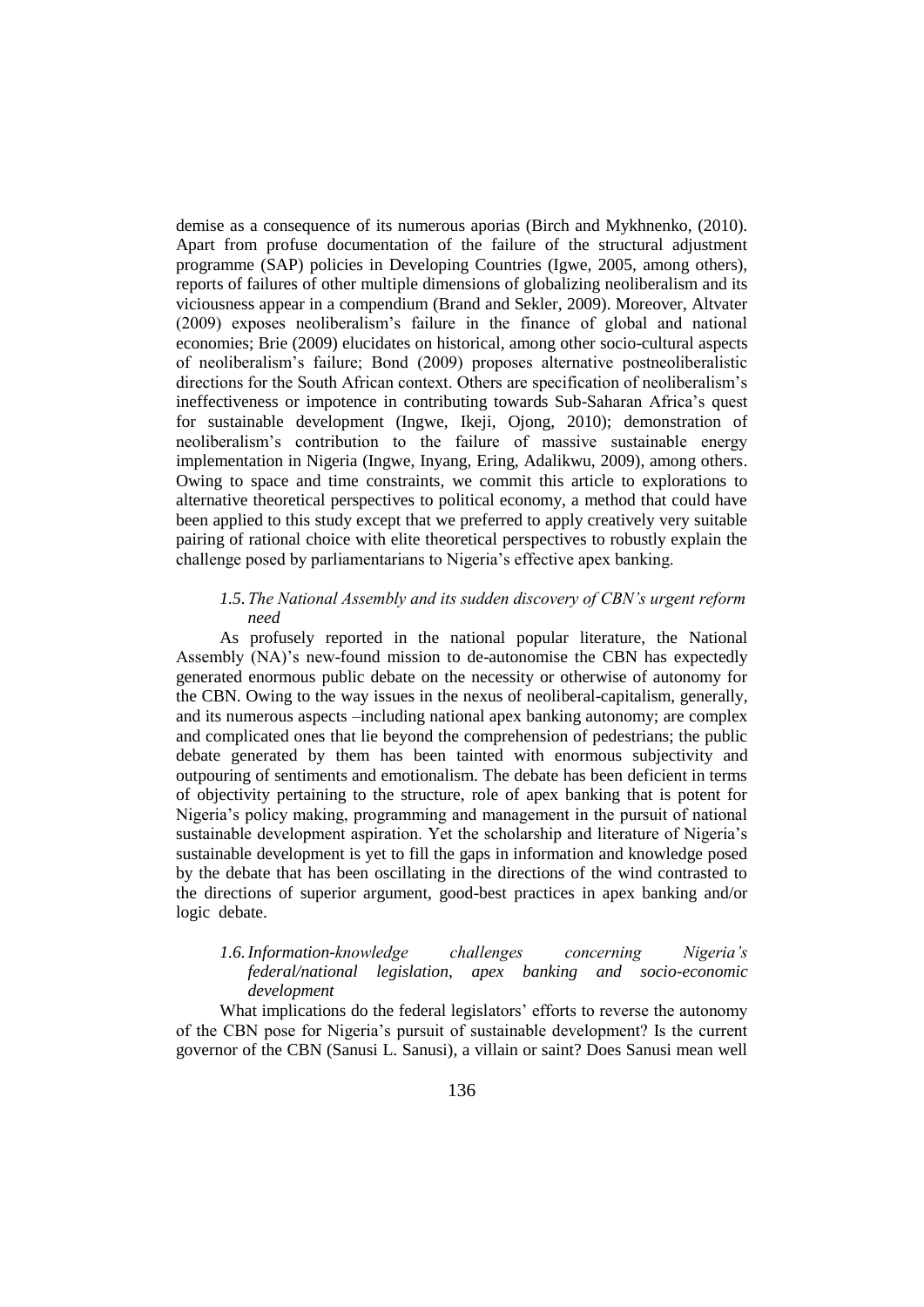demise as a consequence of its numerous aporias (Birch and Mykhnenko, (2010). Apart from profuse documentation of the failure of the structural adjustment programme (SAP) policies in Developing Countries (Igwe, 2005, among others), reports of failures of other multiple dimensions of globalizing neoliberalism and its viciousness appear in a compendium (Brand and Sekler, 2009). Moreover, Altvater (2009) exposes neoliberalism's failure in the finance of global and national economies; Brie (2009) elucidates on historical, among other socio-cultural aspects of neoliberalism's failure; Bond (2009) proposes alternative postneoliberalistic directions for the South African context. Others are specification of neoliberalism's ineffectiveness or impotence in contributing towards Sub-Saharan Africa's quest for sustainable development (Ingwe, Ikeji, Ojong, 2010); demonstration of neoliberalism's contribution to the failure of massive sustainable energy implementation in Nigeria (Ingwe, Inyang, Ering, Adalikwu, 2009), among others. Owing to space and time constraints, we commit this article to explorations to alternative theoretical perspectives to political economy, a method that could have been applied to this study except that we preferred to apply creatively very suitable pairing of rational choice with elite theoretical perspectives to robustly explain the challenge posed by parliamentarians to Nigeria's effective apex banking.

### *1.5. The National Assembly and its sudden discovery of CBN's urgent reform need*

As profusely reported in the national popular literature, the National Assembly (NA)'s new-found mission to de-autonomise the CBN has expectedly generated enormous public debate on the necessity or otherwise of autonomy for the CBN. Owing to the way issues in the nexus of neoliberal-capitalism, generally, and its numerous aspects –including national apex banking autonomy; are complex and complicated ones that lie beyond the comprehension of pedestrians; the public debate generated by them has been tainted with enormous subjectivity and outpouring of sentiments and emotionalism. The debate has been deficient in terms of objectivity pertaining to the structure, role of apex banking that is potent for Nigeria's policy making, programming and management in the pursuit of national sustainable development aspiration. Yet the scholarship and literature of Nigeria's sustainable development is yet to fill the gaps in information and knowledge posed by the debate that has been oscillating in the directions of the wind contrasted to the directions of superior argument, good-best practices in apex banking and/or logic debate.

### *1.6. Information-knowledge challenges concerning Nigeria's federal/national legislation, apex banking and socio-economic development*

What implications do the federal legislators' efforts to reverse the autonomy of the CBN pose for Nigeria's pursuit of sustainable development? Is the current governor of the CBN (Sanusi L. Sanusi), a villain or saint? Does Sanusi mean well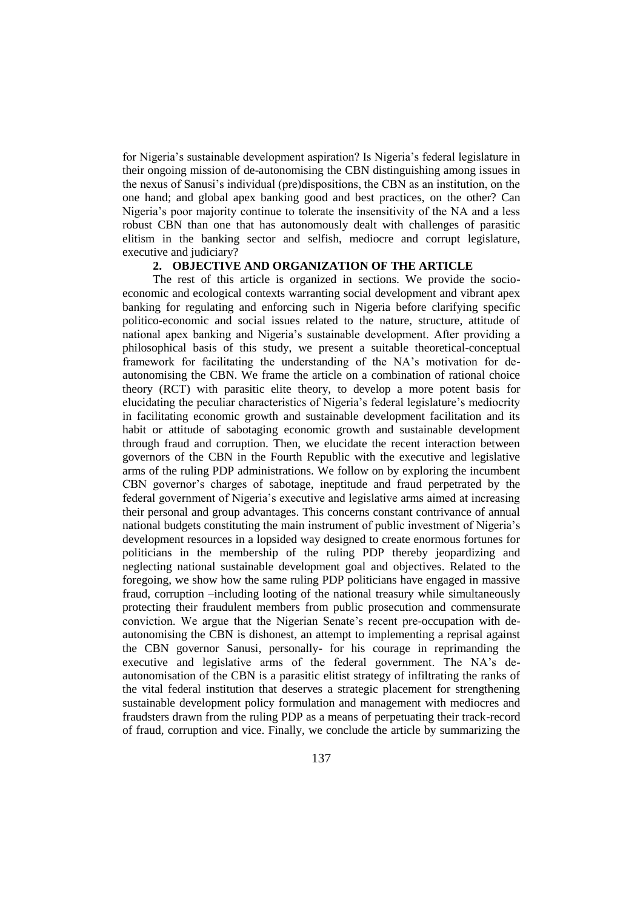for Nigeria's sustainable development aspiration? Is Nigeria's federal legislature in their ongoing mission of de-autonomising the CBN distinguishing among issues in the nexus of Sanusi's individual (pre)dispositions, the CBN as an institution, on the one hand; and global apex banking good and best practices, on the other? Can Nigeria's poor majority continue to tolerate the insensitivity of the NA and a less robust CBN than one that has autonomously dealt with challenges of parasitic elitism in the banking sector and selfish, mediocre and corrupt legislature, executive and judiciary?

## 2. OBJECTIVE AND ORGANIZATION OF THE ARTICLE

The rest of this article is organized in sections. We provide the socio-economic and ecological contexts warranting social development and vibrant apex banking for regulating and enforcing such in Nigeria before clarifying specific politico-economic and social issues related to the nature, structure, attitude of national apex banking and Nigeria's sustainable development. After providing a philosophical basis of this study, we present a suitable theoretical-conceptual framework for facilitating the understanding of the NA's motivation for de-autonomising the CBN. We frame the article on a combination of rational choice theory (RCT) with parasitic elite theory, to develop a more potent basis for elucidating the peculiar characteristics of Nigeria's federal legislature's mediocrity in facilitating economic growth and sustainable development facilitation and its habit or attitude of sabotaging economic growth and sustainable development through fraud and corruption. Then, we elucidate the recent interaction between governors of the CBN in the Fourth Republic with the executive and legislative arms of the ruling PDP administrations. We follow on by exploring the incumbent CBN governor's charges of sabotage, ineptitude and fraud perpetrated by the federal government of Nigeria's executive and legislative arms aimed at increasing their personal and group advantages. This concerns constant contrivance of annual national budgets constituting the main instrument of public investment of Nigeria's development resources in a lopsided way designed to create enormous fortunes for politicians in the membership of the ruling PDP thereby jeopardizing and neglecting national sustainable development goal and objectives. Related to the foregoing, we show how the same ruling PDP politicians have engaged in massive fraud, corruption –including looting of the national treasury while simultaneously protecting their fraudulent members from public prosecution and commensurate conviction. We argue that the Nigerian Senate's recent pre-occupation with de-autonomising the CBN is dishonest, an attempt to implementing a reprisal against the CBN governor Sanusi, personally- for his courage in reprimanding the executive and legislative arms of the federal government. The NA's de-autonomisation of the CBN is a parasitic elitist strategy of infiltrating the ranks of the vital federal institution that deserves a strategic placement for strengthening sustainable development policy formulation and management with mediocres and fraudsters drawn from the ruling PDP as a means of perpetuating their track-record of fraud, corruption and vice. Finally, we conclude the article by summarizing the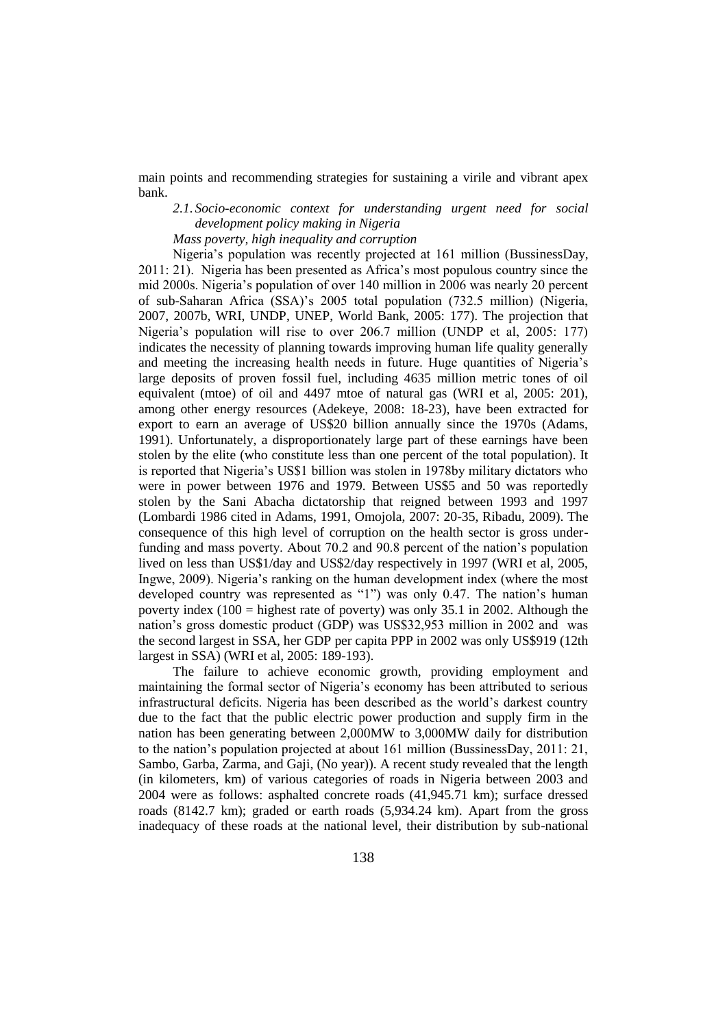main points and recommending strategies for sustaining a virile and vibrant apex bank.

## *2.1. Socio-economic context for understanding urgent need for social development policy making in Nigeria*

### *Mass poverty, high inequality and corruption*

Nigeria's population was recently projected at 161 million (BussinessDay, 2011: 21). Nigeria has been presented as Africa's most populous country since the mid 2000s. Nigeria's population of over 140 million in 2006 was nearly 20 percent of sub-Saharan Africa (SSA)'s 2005 total population (732.5 million) (Nigeria, 2007, 2007b, WRI, UNDP, UNEP, World Bank, 2005: 177). The projection that Nigeria's population will rise to over 206.7 million (UNDP et al, 2005: 177) indicates the necessity of planning towards improving human life quality generally and meeting the increasing health needs in future. Huge quantities of Nigeria's large deposits of proven fossil fuel, including 4635 million metric tones of oil equivalent (mtoe) of oil and 4497 mtoe of natural gas (WRI et al, 2005: 201), among other energy resources (Adekeye, 2008: 18-23), have been extracted for export to earn an average of US$20 billion annually since the 1970s (Adams, 1991). Unfortunately, a disproportionately large part of these earnings have been stolen by the elite (who constitute less than one percent of the total population). It is reported that Nigeria's US$1 billion was stolen in 1978by military dictators who were in power between 1976 and 1979. Between US$5 and 50 was reportedly stolen by the Sani Abacha dictatorship that reigned between 1993 and 1997 (Lombardi 1986 cited in Adams, 1991, Omojola, 2007: 20-35, Ribadu, 2009). The consequence of this high level of corruption on the health sector is gross under-funding and mass poverty. About 70.2 and 90.8 percent of the nation's population lived on less than US$1/day and US$2/day respectively in 1997 (WRI et al, 2005, Ingwe, 2009). Nigeria's ranking on the human development index (where the most developed country was represented as "1") was only 0.47. The nation's human poverty index (100 = highest rate of poverty) was only 35.1 in 2002. Although the nation's gross domestic product (GDP) was US$32,953 million in 2002 and was the second largest in SSA, her GDP per capita PPP in 2002 was only US$919 (12th largest in SSA) (WRI et al, 2005: 189-193).

The failure to achieve economic growth, providing employment and maintaining the formal sector of Nigeria's economy has been attributed to serious infrastructural deficits. Nigeria has been described as the world's darkest country due to the fact that the public electric power production and supply firm in the nation has been generating between 2,000MW to 3,000MW daily for distribution to the nation's population projected at about 161 million (BussinessDay, 2011: 21, Sambo, Garba, Zarma, and Gaji, (No year)). A recent study revealed that the length (in kilometers, km) of various categories of roads in Nigeria between 2003 and 2004 were as follows: asphalted concrete roads (41,945.71 km); surface dressed roads (8142.7 km); graded or earth roads (5,934.24 km). Apart from the gross inadequacy of these roads at the national level, their distribution by sub-national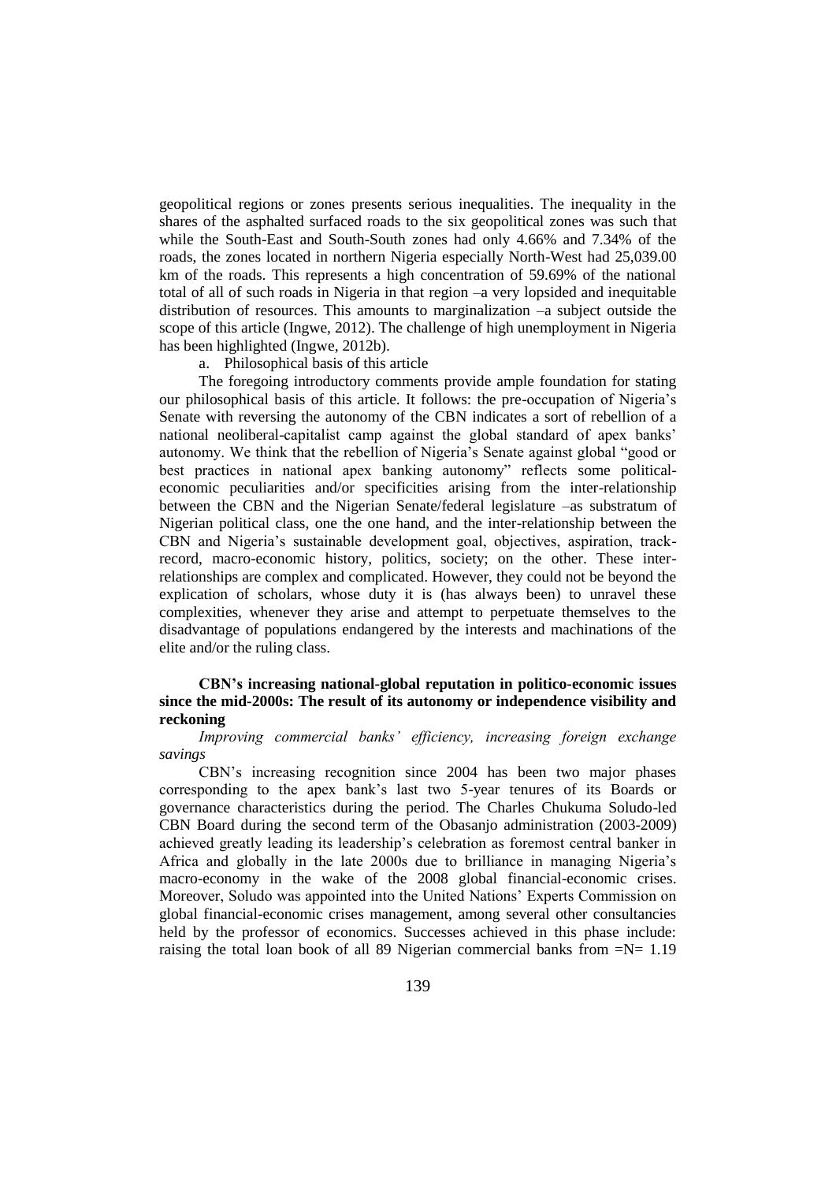geopolitical regions or zones presents serious inequalities. The inequality in the shares of the asphalted surfaced roads to the six geopolitical zones was such that while the South-East and South-South zones had only 4.66% and 7.34% of the roads, the zones located in northern Nigeria especially North-West had 25,039.00 km of the roads. This represents a high concentration of 59.69% of the national total of all of such roads in Nigeria in that region –a very lopsided and inequitable distribution of resources. This amounts to marginalization –a subject outside the scope of this article (Ingwe, 2012). The challenge of high unemployment in Nigeria has been highlighted (Ingwe, 2012b).

a. Philosophical basis of this article

The foregoing introductory comments provide ample foundation for stating our philosophical basis of this article. It follows: the pre-occupation of Nigeria's Senate with reversing the autonomy of the CBN indicates a sort of rebellion of a national neoliberal-capitalist camp against the global standard of apex banks' autonomy. We think that the rebellion of Nigeria's Senate against global "good or best practices in national apex banking autonomy" reflects some political-economic peculiarities and/or specificities arising from the inter-relationship between the CBN and the Nigerian Senate/federal legislature –as substratum of Nigerian political class, one the one hand, and the inter-relationship between the CBN and Nigeria's sustainable development goal, objectives, aspiration, track-record, macro-economic history, politics, society; on the other. These inter-relationships are complex and complicated. However, they could not be beyond the explication of scholars, whose duty it is (has always been) to unravel these complexities, whenever they arise and attempt to perpetuate themselves to the disadvantage of populations endangered by the interests and machinations of the elite and/or the ruling class.

## CBN's increasing national-global reputation in politico-economic issues since the mid-2000s: The result of its autonomy or independence visibility and reckoning

*Improving commercial banks' efficiency, increasing foreign exchange savings*

CBN's increasing recognition since 2004 has been two major phases corresponding to the apex bank's last two 5-year tenures of its Boards or governance characteristics during the period. The Charles Chukuma Soludo-led CBN Board during the second term of the Obasanjo administration (2003-2009) achieved greatly leading its leadership's celebration as foremost central banker in Africa and globally in the late 2000s due to brilliance in managing Nigeria's macro-economy in the wake of the 2008 global financial-economic crises. Moreover, Soludo was appointed into the United Nations' Experts Commission on global financial-economic crises management, among several other consultancies held by the professor of economics. Successes achieved in this phase include: raising the total loan book of all 89 Nigerian commercial banks from =N= 1.19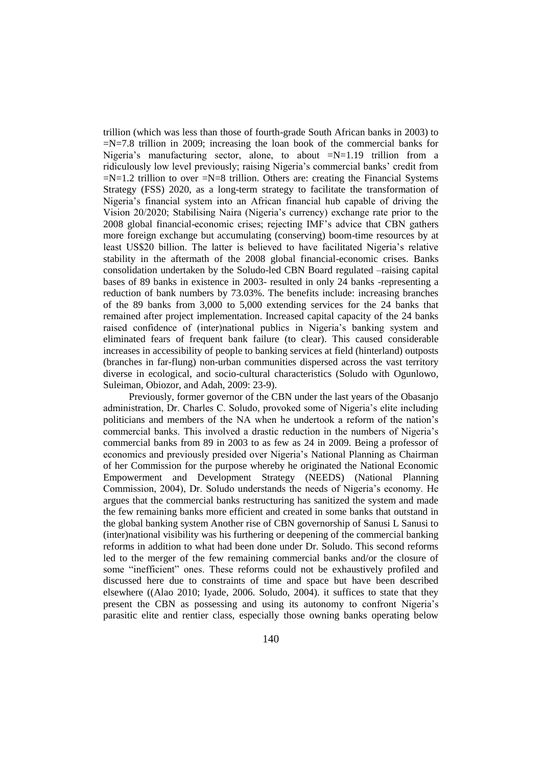trillion (which was less than those of fourth-grade South African banks in 2003) to =N=7.8 trillion in 2009; increasing the loan book of the commercial banks for Nigeria's manufacturing sector, alone, to about =N=1.19 trillion from a ridiculously low level previously; raising Nigeria's commercial banks' credit from =N=1.2 trillion to over =N=8 trillion. Others are: creating the Financial Systems Strategy (FSS) 2020, as a long-term strategy to facilitate the transformation of Nigeria's financial system into an African financial hub capable of driving the Vision 20/2020; Stabilising Naira (Nigeria's currency) exchange rate prior to the 2008 global financial-economic crises; rejecting IMF's advice that CBN gathers more foreign exchange but accumulating (conserving) boom-time resources by at least US$20 billion. The latter is believed to have facilitated Nigeria's relative stability in the aftermath of the 2008 global financial-economic crises. Banks consolidation undertaken by the Soludo-led CBN Board regulated –raising capital bases of 89 banks in existence in 2003- resulted in only 24 banks -representing a reduction of bank numbers by 73.03%. The benefits include: increasing branches of the 89 banks from 3,000 to 5,000 extending services for the 24 banks that remained after project implementation. Increased capital capacity of the 24 banks raised confidence of (inter)national publics in Nigeria's banking system and eliminated fears of frequent bank failure (to clear). This caused considerable increases in accessibility of people to banking services at field (hinterland) outposts (branches in far-flung) non-urban communities dispersed across the vast territory diverse in ecological, and socio-cultural characteristics (Soludo with Ogunlowo, Suleiman, Obiozor, and Adah, 2009: 23-9).

Previously, former governor of the CBN under the last years of the Obasanjo administration, Dr. Charles C. Soludo, provoked some of Nigeria's elite including politicians and members of the NA when he undertook a reform of the nation's commercial banks. This involved a drastic reduction in the numbers of Nigeria's commercial banks from 89 in 2003 to as few as 24 in 2009. Being a professor of economics and previously presided over Nigeria's National Planning as Chairman of her Commission for the purpose whereby he originated the National Economic Empowerment and Development Strategy (NEEDS) (National Planning Commission, 2004), Dr. Soludo understands the needs of Nigeria's economy. He argues that the commercial banks restructuring has sanitized the system and made the few remaining banks more efficient and created in some banks that outstand in the global banking system Another rise of CBN governorship of Sanusi L Sanusi to (inter)national visibility was his furthering or deepening of the commercial banking reforms in addition to what had been done under Dr. Soludo. This second reforms led to the merger of the few remaining commercial banks and/or the closure of some "inefficient" ones. These reforms could not be exhaustively profiled and discussed here due to constraints of time and space but have been described elsewhere ((Alao 2010; Iyade, 2006. Soludo, 2004). it suffices to state that they present the CBN as possessing and using its autonomy to confront Nigeria's parasitic elite and rentier class, especially those owning banks operating below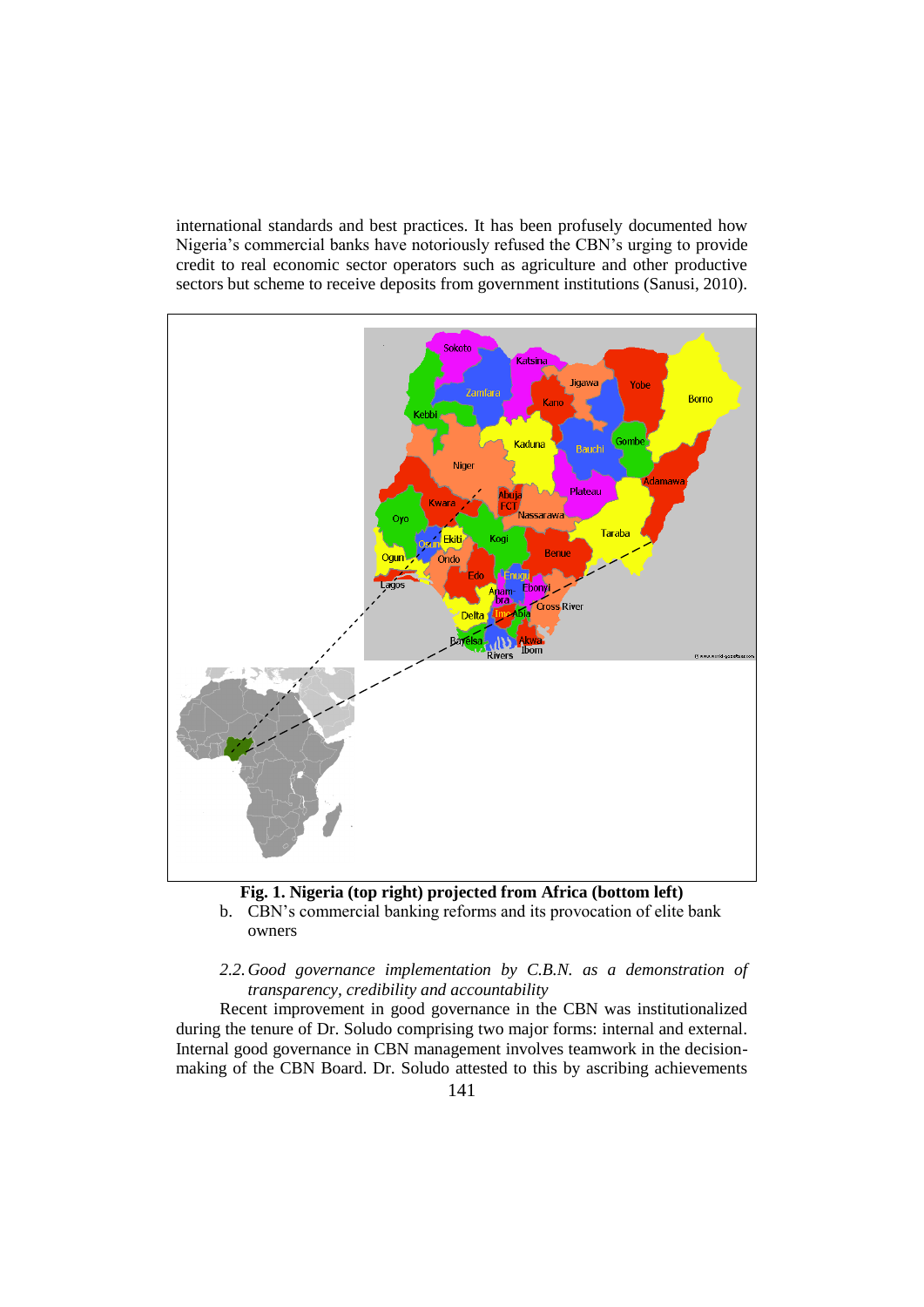international standards and best practices. It has been profusely documented how Nigeria's commercial banks have notoriously refused the CBN's urging to provide credit to real economic sector operators such as agriculture and other productive sectors but scheme to receive deposits from government institutions (Sanusi, 2010).

**Fig. 1. Nigeria (top right) projected from Africa (bottom left)**

b. CBN's commercial banking reforms and its provocation of elite bank owners

*2.2. Good governance implementation by C.B.N. as a demonstration of transparency, credibility and accountability*

Recent improvement in good governance in the CBN was institutionalized during the tenure of Dr. Soludo comprising two major forms: internal and external. Internal good governance in CBN management involves teamwork in the decision-making of the CBN Board. Dr. Soludo attested to this by ascribing achievements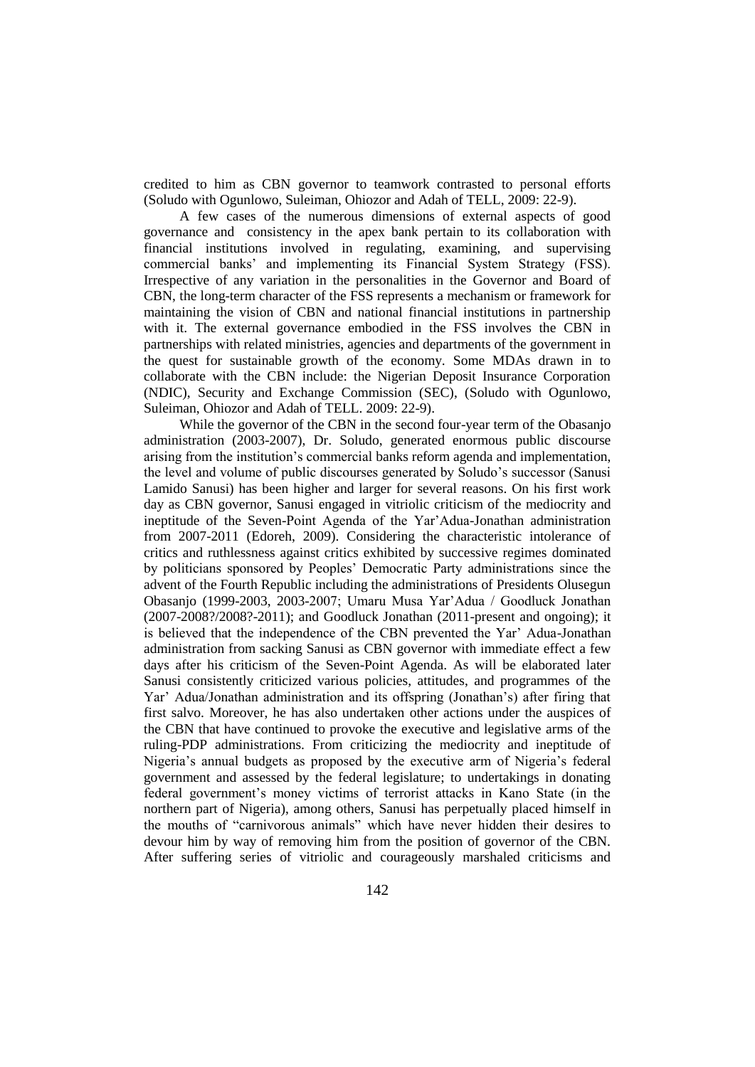credited to him as CBN governor to teamwork contrasted to personal efforts (Soludo with Ogunlowo, Suleiman, Ohiozor and Adah of TELL, 2009: 22-9).

A few cases of the numerous dimensions of external aspects of good governance and consistency in the apex bank pertain to its collaboration with financial institutions involved in regulating, examining, and supervising commercial banks' and implementing its Financial System Strategy (FSS). Irrespective of any variation in the personalities in the Governor and Board of CBN, the long-term character of the FSS represents a mechanism or framework for maintaining the vision of CBN and national financial institutions in partnership with it. The external governance embodied in the FSS involves the CBN in partnerships with related ministries, agencies and departments of the government in the quest for sustainable growth of the economy. Some MDAs drawn in to collaborate with the CBN include: the Nigerian Deposit Insurance Corporation (NDIC), Security and Exchange Commission (SEC), (Soludo with Ogunlowo, Suleiman, Ohiozor and Adah of TELL. 2009: 22-9).

While the governor of the CBN in the second four-year term of the Obasanjo administration (2003-2007), Dr. Soludo, generated enormous public discourse arising from the institution's commercial banks reform agenda and implementation, the level and volume of public discourses generated by Soludo's successor (Sanusi Lamido Sanusi) has been higher and larger for several reasons. On his first work day as CBN governor, Sanusi engaged in vitriolic criticism of the mediocrity and ineptitude of the Seven-Point Agenda of the Yar'Adua-Jonathan administration from 2007-2011 (Edoreh, 2009). Considering the characteristic intolerance of critics and ruthlessness against critics exhibited by successive regimes dominated by politicians sponsored by Peoples' Democratic Party administrations since the advent of the Fourth Republic including the administrations of Presidents Olusegun Obasanjo (1999-2003, 2003-2007; Umaru Musa Yar'Adua / Goodluck Jonathan (2007-2008?/2008?-2011); and Goodluck Jonathan (2011-present and ongoing); it is believed that the independence of the CBN prevented the Yar' Adua-Jonathan administration from sacking Sanusi as CBN governor with immediate effect a few days after his criticism of the Seven-Point Agenda. As will be elaborated later Sanusi consistently criticized various policies, attitudes, and programmes of the Yar' Adua/Jonathan administration and its offspring (Jonathan's) after firing that first salvo. Moreover, he has also undertaken other actions under the auspices of the CBN that have continued to provoke the executive and legislative arms of the ruling-PDP administrations. From criticizing the mediocrity and ineptitude of Nigeria's annual budgets as proposed by the executive arm of Nigeria's federal government and assessed by the federal legislature; to undertakings in donating federal government's money victims of terrorist attacks in Kano State (in the northern part of Nigeria), among others, Sanusi has perpetually placed himself in the mouths of "carnivorous animals" which have never hidden their desires to devour him by way of removing him from the position of governor of the CBN. After suffering series of vitriolic and courageously marshaled criticisms and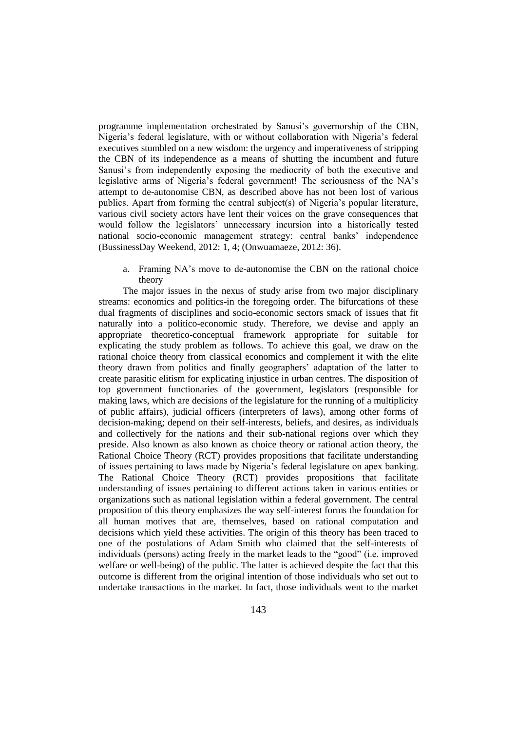programme implementation orchestrated by Sanusi's governorship of the CBN, Nigeria's federal legislature, with or without collaboration with Nigeria's federal executives stumbled on a new wisdom: the urgency and imperativeness of stripping the CBN of its independence as a means of shutting the incumbent and future Sanusi's from independently exposing the mediocrity of both the executive and legislative arms of Nigeria's federal government! The seriousness of the NA's attempt to de-autonomise CBN, as described above has not been lost of various publics. Apart from forming the central subject(s) of Nigeria's popular literature, various civil society actors have lent their voices on the grave consequences that would follow the legislators' unnecessary incursion into a historically tested national socio-economic management strategy: central banks' independence (BussinessDay Weekend, 2012: 1, 4; (Onwuamaeze, 2012: 36).

a. Framing NA's move to de-autonomise the CBN on the rational choice theory

The major issues in the nexus of study arise from two major disciplinary streams: economics and politics-in the foregoing order. The bifurcations of these dual fragments of disciplines and socio-economic sectors smack of issues that fit naturally into a politico-economic study. Therefore, we devise and apply an appropriate theoretico-conceptual framework appropriate for suitable for explicating the study problem as follows. To achieve this goal, we draw on the rational choice theory from classical economics and complement it with the elite theory drawn from politics and finally geographers' adaptation of the latter to create parasitic elitism for explicating injustice in urban centres. The disposition of top government functionaries of the government, legislators (responsible for making laws, which are decisions of the legislature for the running of a multiplicity of public affairs), judicial officers (interpreters of laws), among other forms of decision-making; depend on their self-interests, beliefs, and desires, as individuals and collectively for the nations and their sub-national regions over which they preside. Also known as also known as choice theory or rational action theory, the Rational Choice Theory (RCT) provides propositions that facilitate understanding of issues pertaining to laws made by Nigeria's federal legislature on apex banking. The Rational Choice Theory (RCT) provides propositions that facilitate understanding of issues pertaining to different actions taken in various entities or organizations such as national legislation within a federal government. The central proposition of this theory emphasizes the way self-interest forms the foundation for all human motives that are, themselves, based on rational computation and decisions which yield these activities. The origin of this theory has been traced to one of the postulations of Adam Smith who claimed that the self-interests of individuals (persons) acting freely in the market leads to the "good" (i.e. improved welfare or well-being) of the public. The latter is achieved despite the fact that this outcome is different from the original intention of those individuals who set out to undertake transactions in the market. In fact, those individuals went to the market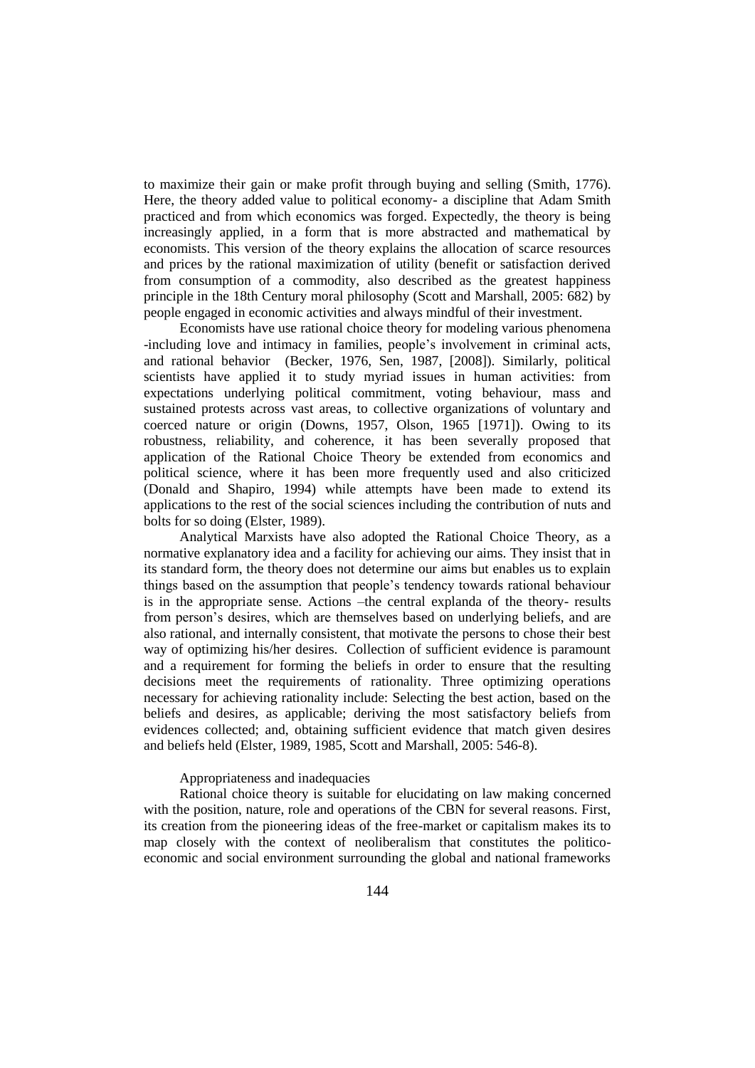to maximize their gain or make profit through buying and selling (Smith, 1776). Here, the theory added value to political economy- a discipline that Adam Smith practiced and from which economics was forged. Expectedly, the theory is being increasingly applied, in a form that is more abstracted and mathematical by economists. This version of the theory explains the allocation of scarce resources and prices by the rational maximization of utility (benefit or satisfaction derived from consumption of a commodity, also described as the greatest happiness principle in the 18th Century moral philosophy (Scott and Marshall, 2005: 682) by people engaged in economic activities and always mindful of their investment.

Economists have use rational choice theory for modeling various phenomena -including love and intimacy in families, people's involvement in criminal acts, and rational behavior (Becker, 1976, Sen, 1987, [2008]). Similarly, political scientists have applied it to study myriad issues in human activities: from expectations underlying political commitment, voting behaviour, mass and sustained protests across vast areas, to collective organizations of voluntary and coerced nature or origin (Downs, 1957, Olson, 1965 [1971]). Owing to its robustness, reliability, and coherence, it has been severally proposed that application of the Rational Choice Theory be extended from economics and political science, where it has been more frequently used and also criticized (Donald and Shapiro, 1994) while attempts have been made to extend its applications to the rest of the social sciences including the contribution of nuts and bolts for so doing (Elster, 1989).

Analytical Marxists have also adopted the Rational Choice Theory, as a normative explanatory idea and a facility for achieving our aims. They insist that in its standard form, the theory does not determine our aims but enables us to explain things based on the assumption that people's tendency towards rational behaviour is in the appropriate sense. Actions –the central explanda of the theory- results from person's desires, which are themselves based on underlying beliefs, and are also rational, and internally consistent, that motivate the persons to chose their best way of optimizing his/her desires. Collection of sufficient evidence is paramount and a requirement for forming the beliefs in order to ensure that the resulting decisions meet the requirements of rationality. Three optimizing operations necessary for achieving rationality include: Selecting the best action, based on the beliefs and desires, as applicable; deriving the most satisfactory beliefs from evidences collected; and, obtaining sufficient evidence that match given desires and beliefs held (Elster, 1989, 1985, Scott and Marshall, 2005: 546-8).

Appropriateness and inadequacies

Rational choice theory is suitable for elucidating on law making concerned with the position, nature, role and operations of the CBN for several reasons. First, its creation from the pioneering ideas of the free-market or capitalism makes its to map closely with the context of neoliberalism that constitutes the politico-economic and social environment surrounding the global and national frameworks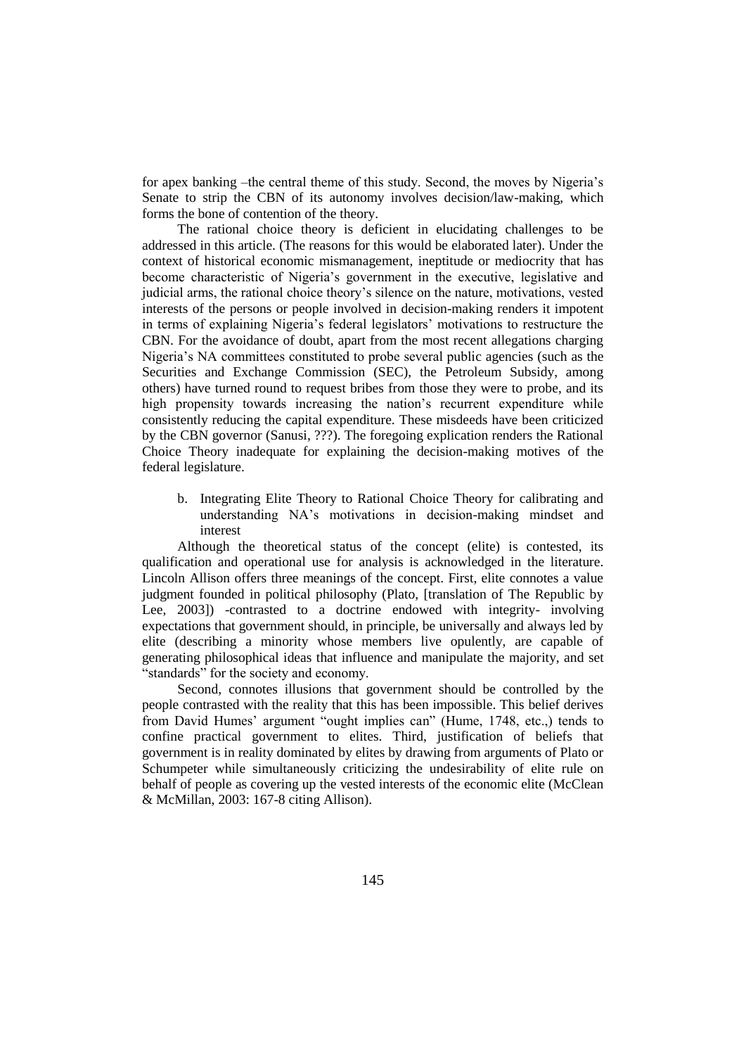for apex banking –the central theme of this study. Second, the moves by Nigeria's Senate to strip the CBN of its autonomy involves decision/law-making, which forms the bone of contention of the theory.

The rational choice theory is deficient in elucidating challenges to be addressed in this article. (The reasons for this would be elaborated later). Under the context of historical economic mismanagement, ineptitude or mediocrity that has become characteristic of Nigeria's government in the executive, legislative and judicial arms, the rational choice theory's silence on the nature, motivations, vested interests of the persons or people involved in decision-making renders it impotent in terms of explaining Nigeria's federal legislators' motivations to restructure the CBN. For the avoidance of doubt, apart from the most recent allegations charging Nigeria's NA committees constituted to probe several public agencies (such as the Securities and Exchange Commission (SEC), the Petroleum Subsidy, among others) have turned round to request bribes from those they were to probe, and its high propensity towards increasing the nation's recurrent expenditure while consistently reducing the capital expenditure. These misdeeds have been criticized by the CBN governor (Sanusi, ???). The foregoing explication renders the Rational Choice Theory inadequate for explaining the decision-making motives of the federal legislature.

b. Integrating Elite Theory to Rational Choice Theory for calibrating and understanding NA's motivations in decision-making mindset and interest

Although the theoretical status of the concept (elite) is contested, its qualification and operational use for analysis is acknowledged in the literature. Lincoln Allison offers three meanings of the concept. First, elite connotes a value judgment founded in political philosophy (Plato, [translation of The Republic by Lee, 2003]) -contrasted to a doctrine endowed with integrity- involving expectations that government should, in principle, be universally and always led by elite (describing a minority whose members live opulently, are capable of generating philosophical ideas that influence and manipulate the majority, and set "standards" for the society and economy.

Second, connotes illusions that government should be controlled by the people contrasted with the reality that this has been impossible. This belief derives from David Humes' argument "ought implies can" (Hume, 1748, etc.,) tends to confine practical government to elites. Third, justification of beliefs that government is in reality dominated by elites by drawing from arguments of Plato or Schumpeter while simultaneously criticizing the undesirability of elite rule on behalf of people as covering up the vested interests of the economic elite (McClean & McMillan, 2003: 167-8 citing Allison).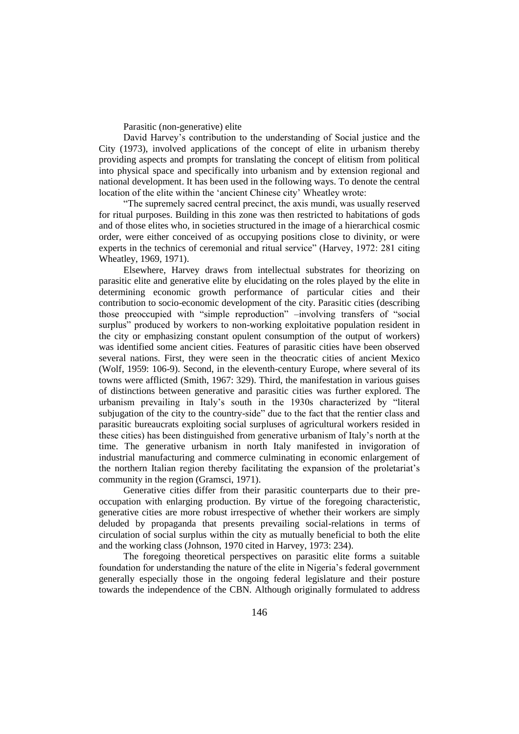### Parasitic (non-generative) elite

David Harvey's contribution to the understanding of Social justice and the City (1973), involved applications of the concept of elite in urbanism thereby providing aspects and prompts for translating the concept of elitism from political into physical space and specifically into urbanism and by extension regional and national development. It has been used in the following ways. To denote the central location of the elite within the 'ancient Chinese city' Wheatley wrote:

"The supremely sacred central precinct, the axis mundi, was usually reserved for ritual purposes. Building in this zone was then restricted to habitations of gods and of those elites who, in societies structured in the image of a hierarchical cosmic order, were either conceived of as occupying positions close to divinity, or were experts in the technics of ceremonial and ritual service" (Harvey, 1972: 281 citing Wheatley, 1969, 1971).

Elsewhere, Harvey draws from intellectual substrates for theorizing on parasitic elite and generative elite by elucidating on the roles played by the elite in determining economic growth performance of particular cities and their contribution to socio-economic development of the city. Parasitic cities (describing those preoccupied with "simple reproduction" –involving transfers of "social surplus" produced by workers to non-working exploitative population resident in the city or emphasizing constant opulent consumption of the output of workers) was identified some ancient cities. Features of parasitic cities have been observed several nations. First, they were seen in the theocratic cities of ancient Mexico (Wolf, 1959: 106-9). Second, in the eleventh-century Europe, where several of its towns were afflicted (Smith, 1967: 329). Third, the manifestation in various guises of distinctions between generative and parasitic cities was further explored. The urbanism prevailing in Italy's south in the 1930s characterized by "literal subjugation of the city to the country-side" due to the fact that the rentier class and parasitic bureaucrats exploiting social surpluses of agricultural workers resided in these cities) has been distinguished from generative urbanism of Italy's north at the time. The generative urbanism in north Italy manifested in invigoration of industrial manufacturing and commerce culminating in economic enlargement of the northern Italian region thereby facilitating the expansion of the proletariat's community in the region (Gramsci, 1971).

Generative cities differ from their parasitic counterparts due to their pre-occupation with enlarging production. By virtue of the foregoing characteristic, generative cities are more robust irrespective of whether their workers are simply deluded by propaganda that presents prevailing social-relations in terms of circulation of social surplus within the city as mutually beneficial to both the elite and the working class (Johnson, 1970 cited in Harvey, 1973: 234).

The foregoing theoretical perspectives on parasitic elite forms a suitable foundation for understanding the nature of the elite in Nigeria's federal government generally especially those in the ongoing federal legislature and their posture towards the independence of the CBN. Although originally formulated to address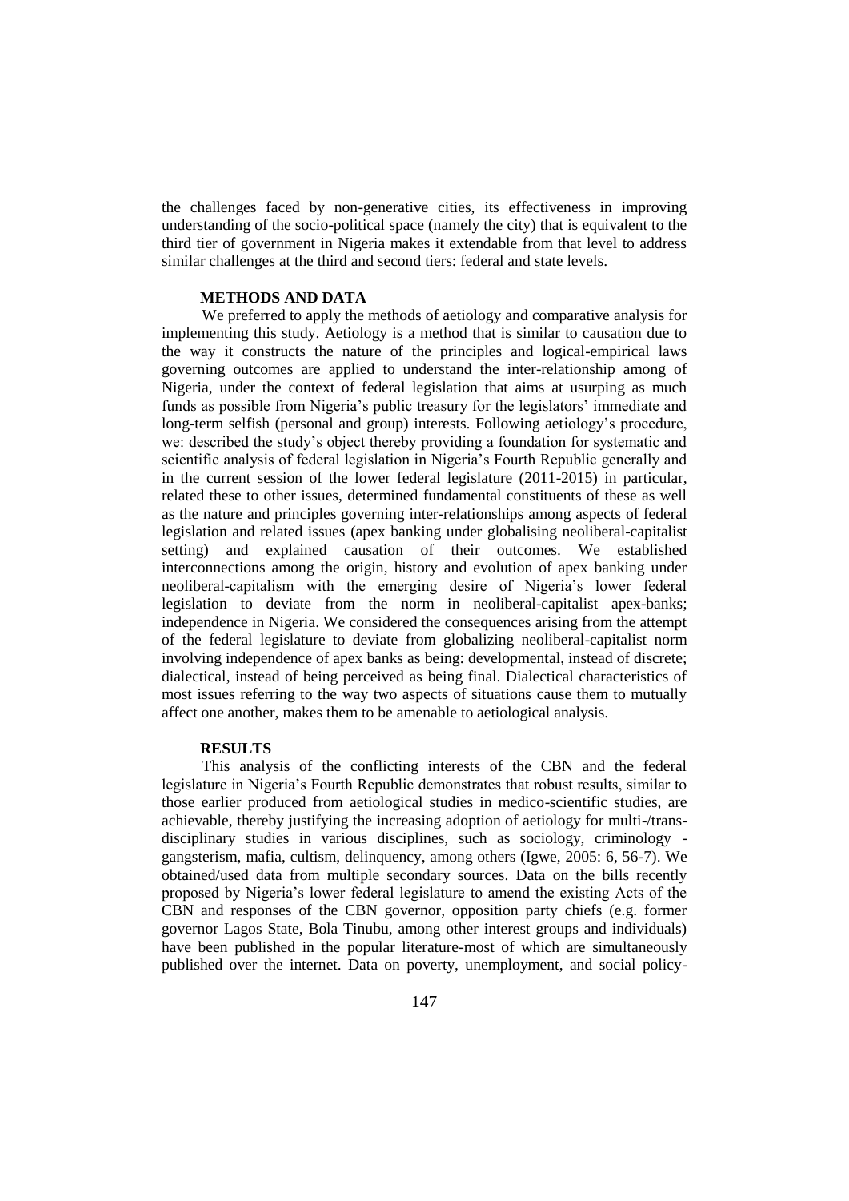the challenges faced by non-generative cities, its effectiveness in improving understanding of the socio-political space (namely the city) that is equivalent to the third tier of government in Nigeria makes it extendable from that level to address similar challenges at the third and second tiers: federal and state levels.

## METHODS AND DATA

We preferred to apply the methods of aetiology and comparative analysis for implementing this study. Aetiology is a method that is similar to causation due to the way it constructs the nature of the principles and logical-empirical laws governing outcomes are applied to understand the inter-relationship among of Nigeria, under the context of federal legislation that aims at usurping as much funds as possible from Nigeria's public treasury for the legislators' immediate and long-term selfish (personal and group) interests. Following aetiology's procedure, we: described the study's object thereby providing a foundation for systematic and scientific analysis of federal legislation in Nigeria's Fourth Republic generally and in the current session of the lower federal legislature (2011-2015) in particular, related these to other issues, determined fundamental constituents of these as well as the nature and principles governing inter-relationships among aspects of federal legislation and related issues (apex banking under globalising neoliberal-capitalist setting) and explained causation of their outcomes. We established interconnections among the origin, history and evolution of apex banking under neoliberal-capitalism with the emerging desire of Nigeria's lower federal legislation to deviate from the norm in neoliberal-capitalist apex-banks; independence in Nigeria. We considered the consequences arising from the attempt of the federal legislature to deviate from globalizing neoliberal-capitalist norm involving independence of apex banks as being: developmental, instead of discrete; dialectical, instead of being perceived as being final. Dialectical characteristics of most issues referring to the way two aspects of situations cause them to mutually affect one another, makes them to be amenable to aetiological analysis.

## RESULTS

This analysis of the conflicting interests of the CBN and the federal legislature in Nigeria's Fourth Republic demonstrates that robust results, similar to those earlier produced from aetiological studies in medico-scientific studies, are achievable, thereby justifying the increasing adoption of aetiology for multi-/trans-disciplinary studies in various disciplines, such as sociology, criminology - gangsterism, mafia, cultism, delinquency, among others (Igwe, 2005: 6, 56-7). We obtained/used data from multiple secondary sources. Data on the bills recently proposed by Nigeria's lower federal legislature to amend the existing Acts of the CBN and responses of the CBN governor, opposition party chiefs (e.g. former governor Lagos State, Bola Tinubu, among other interest groups and individuals) have been published in the popular literature-most of which are simultaneously published over the internet. Data on poverty, unemployment, and social policy-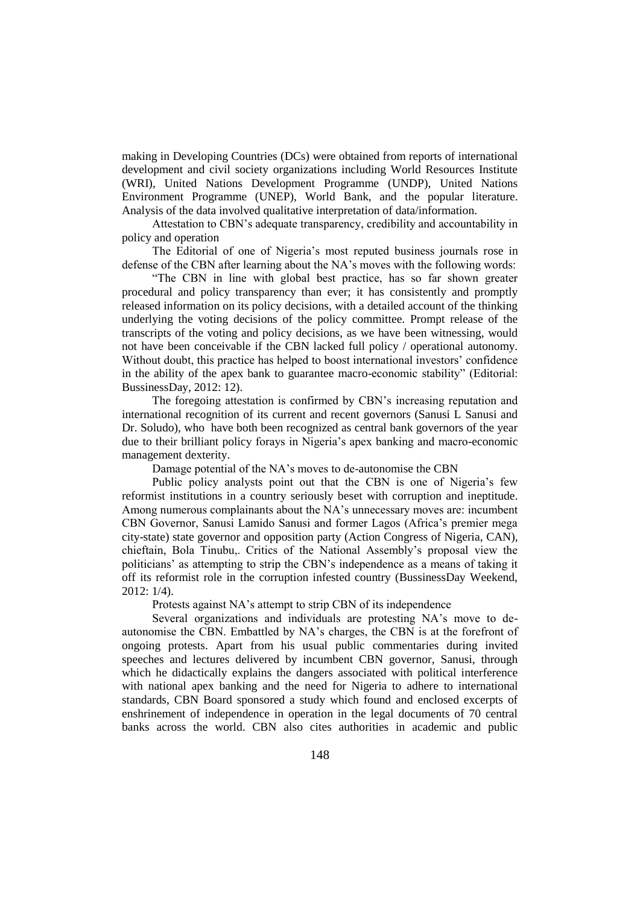making in Developing Countries (DCs) were obtained from reports of international development and civil society organizations including World Resources Institute (WRI), United Nations Development Programme (UNDP), United Nations Environment Programme (UNEP), World Bank, and the popular literature. Analysis of the data involved qualitative interpretation of data/information.

### Attestation to CBN's adequate transparency, credibility and accountability in policy and operation

The Editorial of one of Nigeria's most reputed business journals rose in defense of the CBN after learning about the NA's moves with the following words:

"The CBN in line with global best practice, has so far shown greater procedural and policy transparency than ever; it has consistently and promptly released information on its policy decisions, with a detailed account of the thinking underlying the voting decisions of the policy committee. Prompt release of the transcripts of the voting and policy decisions, as we have been witnessing, would not have been conceivable if the CBN lacked full policy / operational autonomy. Without doubt, this practice has helped to boost international investors' confidence in the ability of the apex bank to guarantee macro-economic stability" (Editorial: BussinessDay, 2012: 12).

The foregoing attestation is confirmed by CBN's increasing reputation and international recognition of its current and recent governors (Sanusi L Sanusi and Dr. Soludo), who have both been recognized as central bank governors of the year due to their brilliant policy forays in Nigeria's apex banking and macro-economic management dexterity.

### Damage potential of the NA's moves to de-autonomise the CBN

Public policy analysts point out that the CBN is one of Nigeria's few reformist institutions in a country seriously beset with corruption and ineptitude. Among numerous complainants about the NA's unnecessary moves are: incumbent CBN Governor, Sanusi Lamido Sanusi and former Lagos (Africa's premier mega city-state) state governor and opposition party (Action Congress of Nigeria, CAN), chieftain, Bola Tinubu,. Critics of the National Assembly's proposal view the politicians' as attempting to strip the CBN's independence as a means of taking it off its reformist role in the corruption infested country (BussinessDay Weekend, 2012: 1/4).

### Protests against NA's attempt to strip CBN of its independence

Several organizations and individuals are protesting NA's move to de-autonomise the CBN. Embattled by NA's charges, the CBN is at the forefront of ongoing protests. Apart from his usual public commentaries during invited speeches and lectures delivered by incumbent CBN governor, Sanusi, through which he didactically explains the dangers associated with political interference with national apex banking and the need for Nigeria to adhere to international standards, CBN Board sponsored a study which found and enclosed excerpts of enshrinement of independence in operation in the legal documents of 70 central banks across the world. CBN also cites authorities in academic and public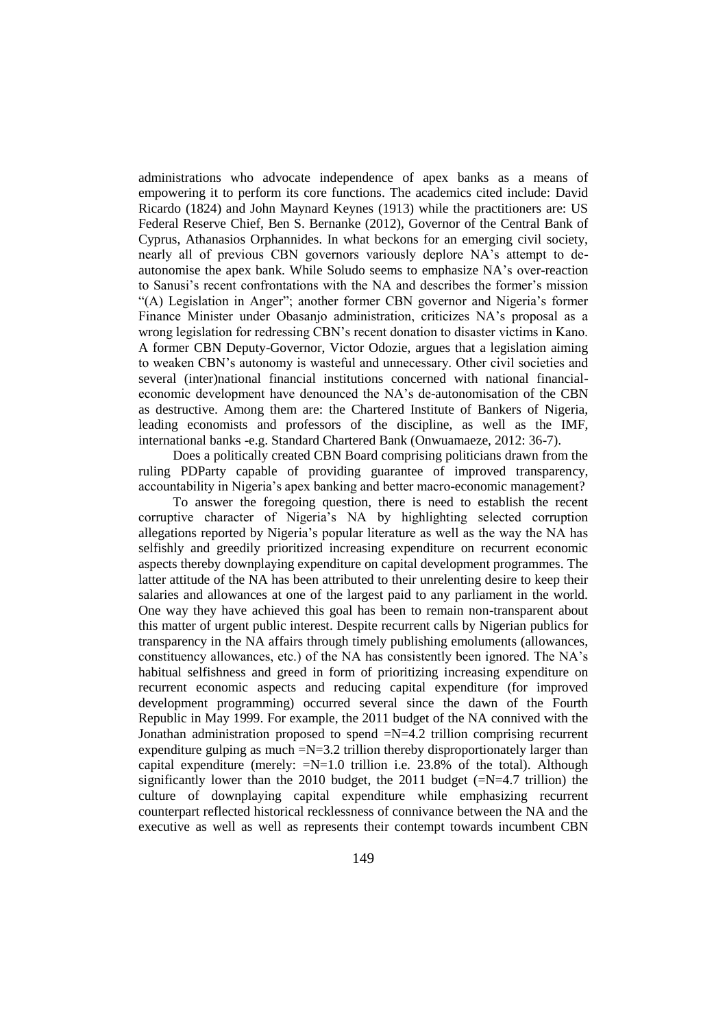administrations who advocate independence of apex banks as a means of empowering it to perform its core functions. The academics cited include: David Ricardo (1824) and John Maynard Keynes (1913) while the practitioners are: US Federal Reserve Chief, Ben S. Bernanke (2012), Governor of the Central Bank of Cyprus, Athanasios Orphannides. In what beckons for an emerging civil society, nearly all of previous CBN governors variously deplore NA's attempt to de-autonomise the apex bank. While Soludo seems to emphasize NA's over-reaction to Sanusi's recent confrontations with the NA and describes the former's mission "(A) Legislation in Anger"; another former CBN governor and Nigeria's former Finance Minister under Obasanjo administration, criticizes NA's proposal as a wrong legislation for redressing CBN's recent donation to disaster victims in Kano. A former CBN Deputy-Governor, Victor Odozie, argues that a legislation aiming to weaken CBN's autonomy is wasteful and unnecessary. Other civil societies and several (inter)national financial institutions concerned with national financial-economic development have denounced the NA's de-autonomisation of the CBN as destructive. Among them are: the Chartered Institute of Bankers of Nigeria, leading economists and professors of the discipline, as well as the IMF, international banks -e.g. Standard Chartered Bank (Onwuamaeze, 2012: 36-7).

Does a politically created CBN Board comprising politicians drawn from the ruling PDParty capable of providing guarantee of improved transparency, accountability in Nigeria's apex banking and better macro-economic management?

To answer the foregoing question, there is need to establish the recent corruptive character of Nigeria's NA by highlighting selected corruption allegations reported by Nigeria's popular literature as well as the way the NA has selfishly and greedily prioritized increasing expenditure on recurrent economic aspects thereby downplaying expenditure on capital development programmes. The latter attitude of the NA has been attributed to their unrelenting desire to keep their salaries and allowances at one of the largest paid to any parliament in the world. One way they have achieved this goal has been to remain non-transparent about this matter of urgent public interest. Despite recurrent calls by Nigerian publics for transparency in the NA affairs through timely publishing emoluments (allowances, constituency allowances, etc.) of the NA has consistently been ignored. The NA's habitual selfishness and greed in form of prioritizing increasing expenditure on recurrent economic aspects and reducing capital expenditure (for improved development programming) occurred several since the dawn of the Fourth Republic in May 1999. For example, the 2011 budget of the NA connived with the Jonathan administration proposed to spend =N=4.2 trillion comprising recurrent expenditure gulping as much =N=3.2 trillion thereby disproportionately larger than capital expenditure (merely: =N=1.0 trillion i.e. 23.8% of the total). Although significantly lower than the 2010 budget, the 2011 budget (=N=4.7 trillion) the culture of downplaying capital expenditure while emphasizing recurrent counterpart reflected historical recklessness of connivance between the NA and the executive as well as well as represents their contempt towards incumbent CBN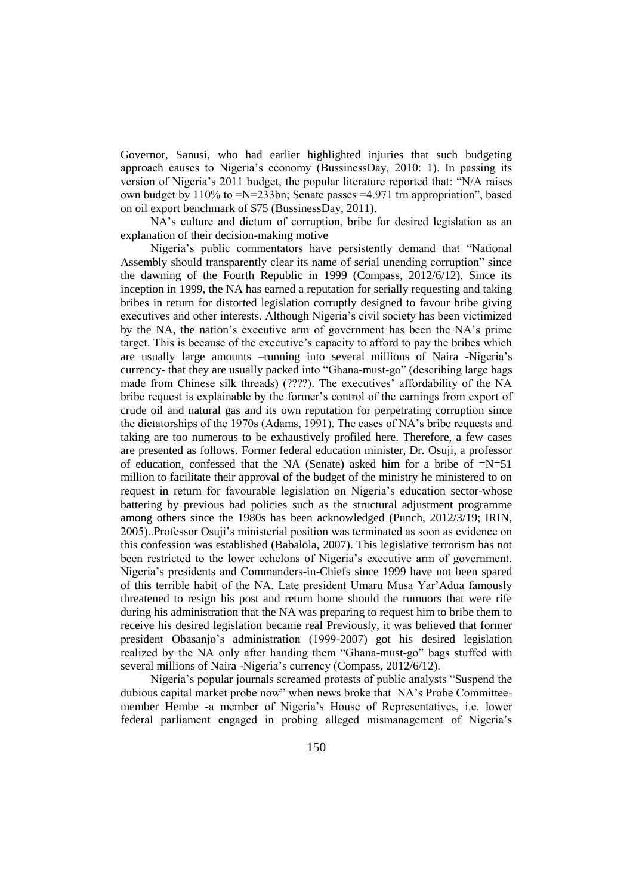Governor, Sanusi, who had earlier highlighted injuries that such budgeting approach causes to Nigeria's economy (BussinessDay, 2010: 1). In passing its version of Nigeria's 2011 budget, the popular literature reported that: "N/A raises own budget by 110% to =N=233bn; Senate passes =4.971 trn appropriation", based on oil export benchmark of $75 (BussinessDay, 2011).

NA's culture and dictum of corruption, bribe for desired legislation as an explanation of their decision-making motive

Nigeria's public commentators have persistently demand that "National Assembly should transparently clear its name of serial unending corruption" since the dawning of the Fourth Republic in 1999 (Compass, 2012/6/12). Since its inception in 1999, the NA has earned a reputation for serially requesting and taking bribes in return for distorted legislation corruptly designed to favour bribe giving executives and other interests. Although Nigeria's civil society has been victimized by the NA, the nation's executive arm of government has been the NA's prime target. This is because of the executive's capacity to afford to pay the bribes which are usually large amounts –running into several millions of Naira -Nigeria's currency- that they are usually packed into "Ghana-must-go" (describing large bags made from Chinese silk threads) (????). The executives' affordability of the NA bribe request is explainable by the former's control of the earnings from export of crude oil and natural gas and its own reputation for perpetrating corruption since the dictatorships of the 1970s (Adams, 1991). The cases of NA's bribe requests and taking are too numerous to be exhaustively profiled here. Therefore, a few cases are presented as follows. Former federal education minister, Dr. Osuji, a professor of education, confessed that the NA (Senate) asked him for a bribe of =N=51 million to facilitate their approval of the budget of the ministry he ministered to on request in return for favourable legislation on Nigeria's education sector-whose battering by previous bad policies such as the structural adjustment programme among others since the 1980s has been acknowledged (Punch, 2012/3/19; IRIN, 2005)..Professor Osuji's ministerial position was terminated as soon as evidence on this confession was established (Babalola, 2007). This legislative terrorism has not been restricted to the lower echelons of Nigeria's executive arm of government. Nigeria's presidents and Commanders-in-Chiefs since 1999 have not been spared of this terrible habit of the NA. Late president Umaru Musa Yar'Adua famously threatened to resign his post and return home should the rumuors that were rife during his administration that the NA was preparing to request him to bribe them to receive his desired legislation became real Previously, it was believed that former president Obasanjo's administration (1999-2007) got his desired legislation realized by the NA only after handing them "Ghana-must-go" bags stuffed with several millions of Naira -Nigeria's currency (Compass, 2012/6/12).

Nigeria's popular journals screamed protests of public analysts "Suspend the dubious capital market probe now" when news broke that NA's Probe Committee-member Hembe -a member of Nigeria's House of Representatives, i.e. lower federal parliament engaged in probing alleged mismanagement of Nigeria's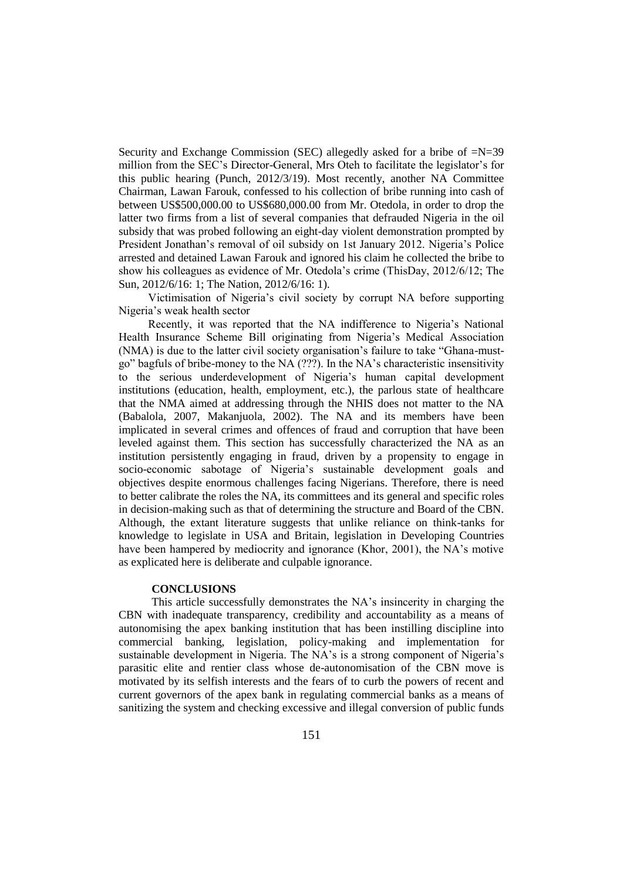Security and Exchange Commission (SEC) allegedly asked for a bribe of =N=39 million from the SEC's Director-General, Mrs Oteh to facilitate the legislator's for this public hearing (Punch, 2012/3/19). Most recently, another NA Committee Chairman, Lawan Farouk, confessed to his collection of bribe running into cash of between US$500,000.00 to US$680,000.00 from Mr. Otedola, in order to drop the latter two firms from a list of several companies that defrauded Nigeria in the oil subsidy that was probed following an eight-day violent demonstration prompted by President Jonathan's removal of oil subsidy on 1st January 2012. Nigeria's Police arrested and detained Lawan Farouk and ignored his claim he collected the bribe to show his colleagues as evidence of Mr. Otedola's crime (ThisDay, 2012/6/12; The Sun, 2012/6/16: 1; The Nation, 2012/6/16: 1).

Victimisation of Nigeria's civil society by corrupt NA before supporting Nigeria's weak health sector

Recently, it was reported that the NA indifference to Nigeria's National Health Insurance Scheme Bill originating from Nigeria's Medical Association (NMA) is due to the latter civil society organisation's failure to take "Ghana-must-go" bagfuls of bribe-money to the NA (???). In the NA's characteristic insensitivity to the serious underdevelopment of Nigeria's human capital development institutions (education, health, employment, etc.), the parlous state of healthcare that the NMA aimed at addressing through the NHIS does not matter to the NA (Babalola, 2007, Makanjuola, 2002). The NA and its members have been implicated in several crimes and offences of fraud and corruption that have been leveled against them. This section has successfully characterized the NA as an institution persistently engaging in fraud, driven by a propensity to engage in socio-economic sabotage of Nigeria's sustainable development goals and objectives despite enormous challenges facing Nigerians. Therefore, there is need to better calibrate the roles the NA, its committees and its general and specific roles in decision-making such as that of determining the structure and Board of the CBN. Although, the extant literature suggests that unlike reliance on think-tanks for knowledge to legislate in USA and Britain, legislation in Developing Countries have been hampered by mediocrity and ignorance (Khor, 2001), the NA's motive as explicated here is deliberate and culpable ignorance.

## CONCLUSIONS

This article successfully demonstrates the NA's insincerity in charging the CBN with inadequate transparency, credibility and accountability as a means of autonomising the apex banking institution that has been instilling discipline into commercial banking, legislation, policy-making and implementation for sustainable development in Nigeria. The NA's is a strong component of Nigeria's parasitic elite and rentier class whose de-autonomisation of the CBN move is motivated by its selfish interests and the fears of to curb the powers of recent and current governors of the apex bank in regulating commercial banks as a means of sanitizing the system and checking excessive and illegal conversion of public funds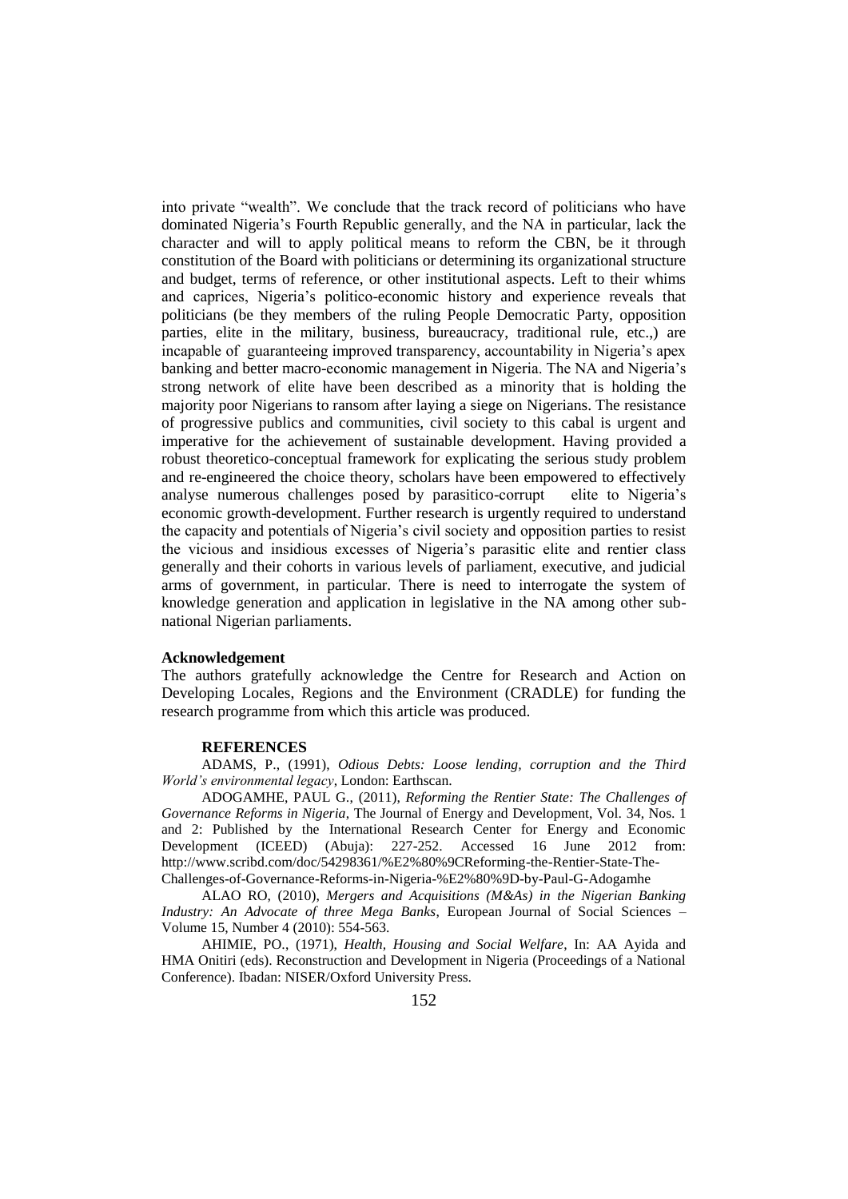into private "wealth". We conclude that the track record of politicians who have dominated Nigeria's Fourth Republic generally, and the NA in particular, lack the character and will to apply political means to reform the CBN, be it through constitution of the Board with politicians or determining its organizational structure and budget, terms of reference, or other institutional aspects. Left to their whims and caprices, Nigeria's politico-economic history and experience reveals that politicians (be they members of the ruling People Democratic Party, opposition parties, elite in the military, business, bureaucracy, traditional rule, etc.,) are incapable of guaranteeing improved transparency, accountability in Nigeria's apex banking and better macro-economic management in Nigeria. The NA and Nigeria's strong network of elite have been described as a minority that is holding the majority poor Nigerians to ransom after laying a siege on Nigerians. The resistance of progressive publics and communities, civil society to this cabal is urgent and imperative for the achievement of sustainable development. Having provided a robust theoretico-conceptual framework for explicating the serious study problem and re-engineered the choice theory, scholars have been empowered to effectively analyse numerous challenges posed by parasitico-corrupt elite to Nigeria's economic growth-development. Further research is urgently required to understand the capacity and potentials of Nigeria's civil society and opposition parties to resist the vicious and insidious excesses of Nigeria's parasitic elite and rentier class generally and their cohorts in various levels of parliament, executive, and judicial arms of government, in particular. There is need to interrogate the system of knowledge generation and application in legislative in the NA among other sub-national Nigerian parliaments.

**Acknowledgement**

The authors gratefully acknowledge the Centre for Research and Action on Developing Locales, Regions and the Environment (CRADLE) for funding the research programme from which this article was produced.

**REFERENCES**

ADAMS, P., (1991), *Odious Debts: Loose lending, corruption and the Third World's environmental legacy*, London: Earthscan.

ADOGAMHE, PAUL G., (2011), *Reforming the Rentier State: The Challenges of Governance Reforms in Nigeria*, The Journal of Energy and Development, Vol. 34, Nos. 1 and 2: Published by the International Research Center for Energy and Economic Development (ICEED) (Abuja): 227-252. Accessed 16 June 2012 from: http://www.scribd.com/doc/54298361/%E2%80%9CReforming-the-Rentier-State-The-Challenges-of-Governance-Reforms-in-Nigeria-%E2%80%9D-by-Paul-G-Adogamhe

ALAO RO, (2010), *Mergers and Acquisitions (M&As) in the Nigerian Banking Industry: An Advocate of three Mega Banks*, European Journal of Social Sciences – Volume 15, Number 4 (2010): 554-563.

AHIMIE, PO., (1971), *Health, Housing and Social Welfare*, In: AA Ayida and HMA Onitiri (eds). Reconstruction and Development in Nigeria (Proceedings of a National Conference). Ibadan: NISER/Oxford University Press.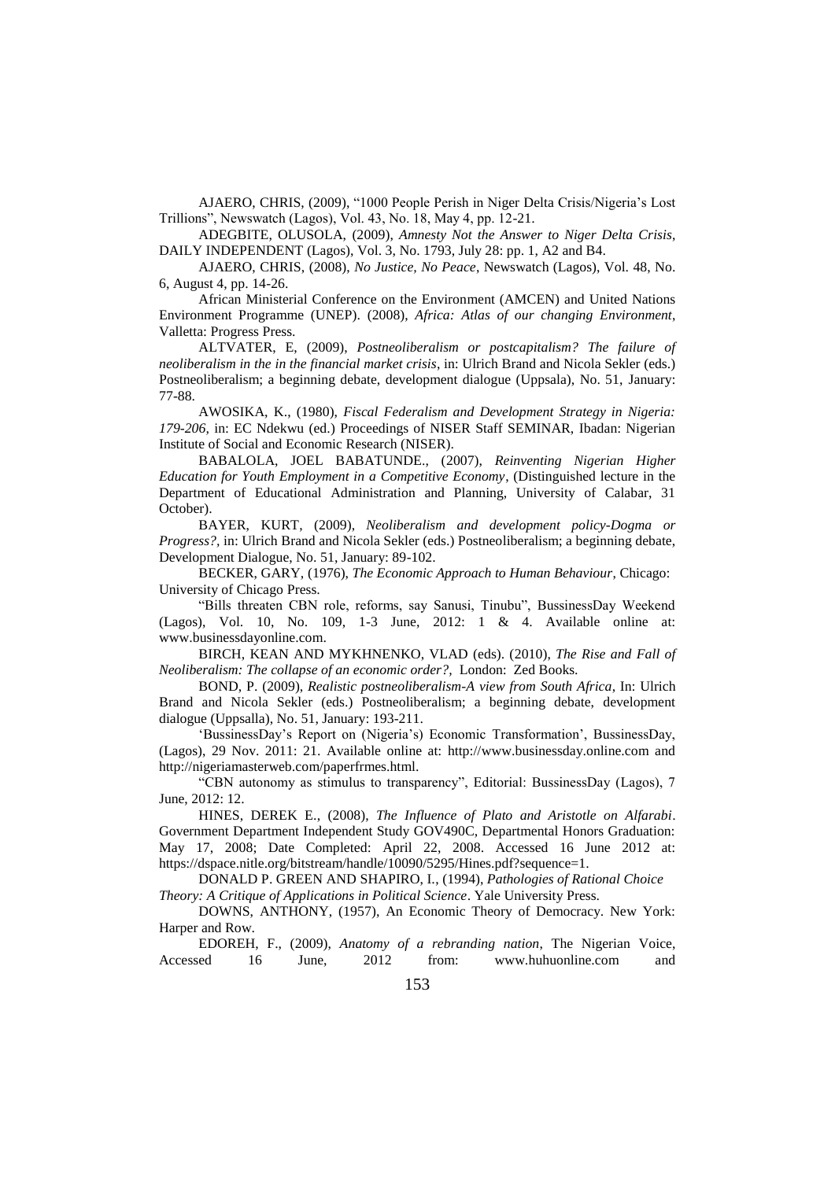AJAERO, CHRIS, (2009), "1000 People Perish in Niger Delta Crisis/Nigeria's Lost Trillions", Newswatch (Lagos), Vol. 43, No. 18, May 4, pp. 12-21.

ADEGBITE, OLUSOLA, (2009), *Amnesty Not the Answer to Niger Delta Crisis*, DAILY INDEPENDENT (Lagos), Vol. 3, No. 1793, July 28: pp. 1, A2 and B4.

AJAERO, CHRIS, (2008), *No Justice, No Peace*, Newswatch (Lagos), Vol. 48, No. 6, August 4, pp. 14-26.

African Ministerial Conference on the Environment (AMCEN) and United Nations Environment Programme (UNEP). (2008), *Africa: Atlas of our changing Environment*, Valletta: Progress Press.

ALTVATER, E, (2009), *Postneoliberalism or postcapitalism? The failure of neoliberalism in the in the financial market crisis*, in: Ulrich Brand and Nicola Sekler (eds.) Postneoliberalism; a beginning debate, development dialogue (Uppsala), No. 51, January: 77-88.

AWOSIKA, K., (1980), *Fiscal Federalism and Development Strategy in Nigeria: 179-206*, in: EC Ndekwu (ed.) Proceedings of NISER Staff SEMINAR, Ibadan: Nigerian Institute of Social and Economic Research (NISER).

BABALOLA, JOEL BABATUNDE., (2007), *Reinventing Nigerian Higher Education for Youth Employment in a Competitive Economy*, (Distinguished lecture in the Department of Educational Administration and Planning, University of Calabar, 31 October).

BAYER, KURT, (2009), *Neoliberalism and development policy-Dogma or Progress?*, in: Ulrich Brand and Nicola Sekler (eds.) Postneoliberalism; a beginning debate, Development Dialogue, No. 51, January: 89-102.

BECKER, GARY, (1976), *The Economic Approach to Human Behaviour*, Chicago: University of Chicago Press.

"Bills threaten CBN role, reforms, say Sanusi, Tinubu", BussinessDay Weekend (Lagos), Vol. 10, No. 109, 1-3 June, 2012: 1 & 4. Available online at: www.businessdayonline.com.

BIRCH, KEAN AND MYKHNENKO, VLAD (eds). (2010), *The Rise and Fall of Neoliberalism: The collapse of an economic order?*, London: Zed Books.

BOND, P. (2009), *Realistic postneoliberalism-A view from South Africa*, In: Ulrich Brand and Nicola Sekler (eds.) Postneoliberalism; a beginning debate, development dialogue (Uppsalla), No. 51, January: 193-211.

'BussinessDay's Report on (Nigeria's) Economic Transformation', BussinessDay, (Lagos), 29 Nov. 2011: 21. Available online at: http://www.businessday.online.com and http://nigeriamasterweb.com/paperfrmes.html.

"CBN autonomy as stimulus to transparency", Editorial: BussinessDay (Lagos), 7 June, 2012: 12.

HINES, DEREK E., (2008), *The Influence of Plato and Aristotle on Alfarabi*. Government Department Independent Study GOV490C, Departmental Honors Graduation: May 17, 2008; Date Completed: April 22, 2008. Accessed 16 June 2012 at: https://dspace.nitle.org/bitstream/handle/10090/5295/Hines.pdf?sequence=1.

DONALD P. GREEN AND SHAPIRO, I., (1994), *Pathologies of Rational Choice Theory: A Critique of Applications in Political Science*. Yale University Press.

DOWNS, ANTHONY, (1957), An Economic Theory of Democracy. New York: Harper and Row.

EDOREH, F., (2009), *Anatomy of a rebranding nation*, The Nigerian Voice, Accessed 16 June, 2012 from: www.huhuonline.com and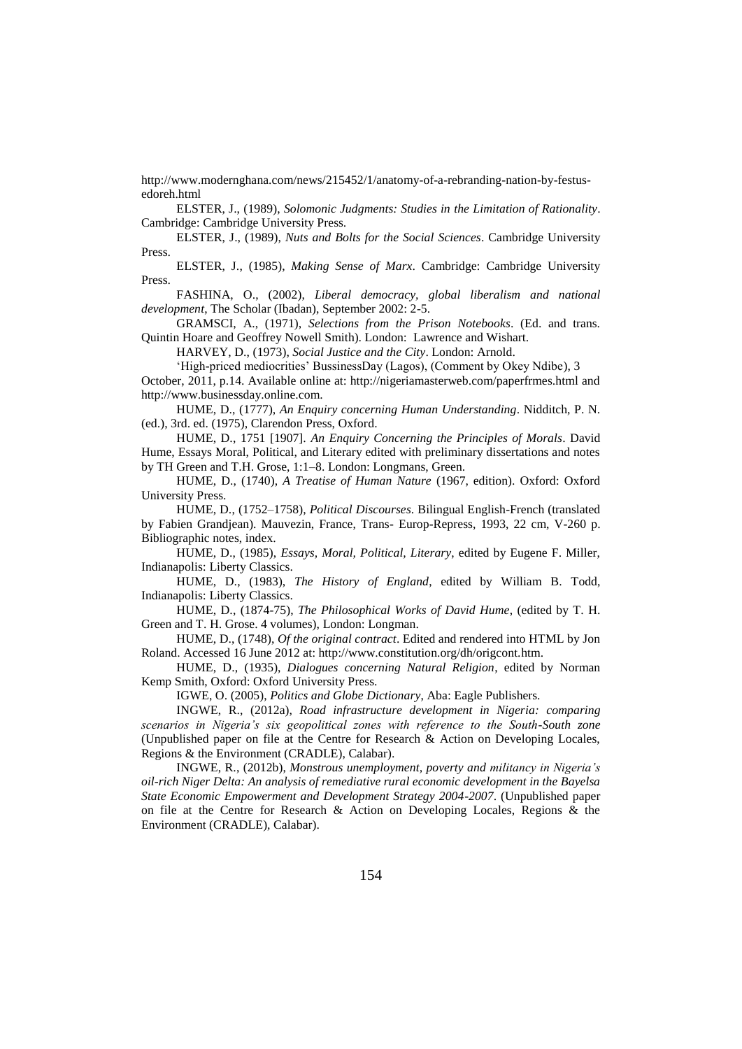http://www.modernghana.com/news/215452/1/anatomy-of-a-rebranding-nation-by-festus-edoreh.html

ELSTER, J., (1989), *Solomonic Judgments: Studies in the Limitation of Rationality*. Cambridge: Cambridge University Press.

ELSTER, J., (1989), *Nuts and Bolts for the Social Sciences*. Cambridge University Press.

ELSTER, J., (1985), *Making Sense of Marx*. Cambridge: Cambridge University Press.

FASHINA, O., (2002), *Liberal democracy, global liberalism and national development*, The Scholar (Ibadan), September 2002: 2-5.

GRAMSCI, A., (1971), *Selections from the Prison Notebooks*. (Ed. and trans. Quintin Hoare and Geoffrey Nowell Smith). London: Lawrence and Wishart.

HARVEY, D., (1973), *Social Justice and the City*. London: Arnold.

'High-priced mediocrities' BussinessDay (Lagos), (Comment by Okey Ndibe), 3 October, 2011, p.14. Available online at: http://nigeriamasterweb.com/paperfrmes.html and http://www.businessday.online.com.

HUME, D., (1777), *An Enquiry concerning Human Understanding*. Nidditch, P. N. (ed.), 3rd. ed. (1975), Clarendon Press, Oxford.

HUME, D., 1751 [1907]. *An Enquiry Concerning the Principles of Morals*. David Hume, Essays Moral, Political, and Literary edited with preliminary dissertations and notes by TH Green and T.H. Grose, 1:1–8. London: Longmans, Green.

HUME, D., (1740), *A Treatise of Human Nature* (1967, edition). Oxford: Oxford University Press.

HUME, D., (1752–1758), *Political Discourses*. Bilingual English-French (translated by Fabien Grandjean). Mauvezin, France, Trans- Europ-Repress, 1993, 22 cm, V-260 p. Bibliographic notes, index.

HUME, D., (1985), *Essays, Moral, Political, Literary*, edited by Eugene F. Miller, Indianapolis: Liberty Classics.

HUME, D., (1983), *The History of England*, edited by William B. Todd, Indianapolis: Liberty Classics.

HUME, D., (1874-75), *The Philosophical Works of David Hume*, (edited by T. H. Green and T. H. Grose. 4 volumes), London: Longman.

HUME, D., (1748), *Of the original contract*. Edited and rendered into HTML by Jon Roland. Accessed 16 June 2012 at: http://www.constitution.org/dh/origcont.htm.

HUME, D., (1935), *Dialogues concerning Natural Religion*, edited by Norman Kemp Smith, Oxford: Oxford University Press.

IGWE, O. (2005), *Politics and Globe Dictionary*, Aba: Eagle Publishers.

INGWE, R., (2012a), *Road infrastructure development in Nigeria: comparing scenarios in Nigeria's six geopolitical zones with reference to the South-South zone* (Unpublished paper on file at the Centre for Research & Action on Developing Locales, Regions & the Environment (CRADLE), Calabar).

INGWE, R., (2012b), *Monstrous unemployment, poverty and militancy in Nigeria's oil-rich Niger Delta: An analysis of remediative rural economic development in the Bayelsa State Economic Empowerment and Development Strategy 2004-2007*. (Unpublished paper on file at the Centre for Research & Action on Developing Locales, Regions & the Environment (CRADLE), Calabar).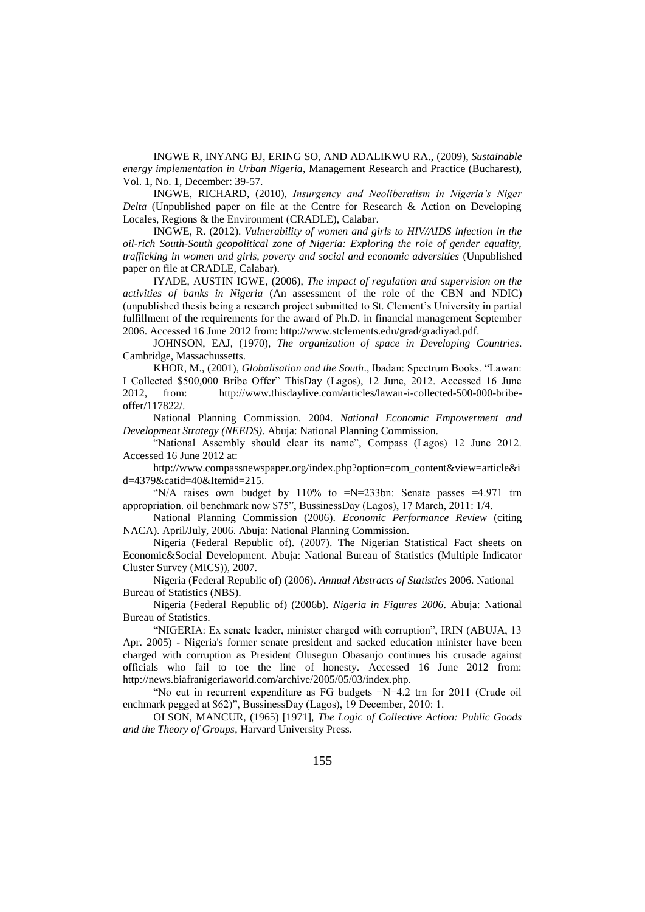INGWE R, INYANG BJ, ERING SO, AND ADALIKWU RA., (2009), *Sustainable energy implementation in Urban Nigeria*, Management Research and Practice (Bucharest), Vol. 1, No. 1, December: 39-57.

INGWE, RICHARD, (2010), *Insurgency and Neoliberalism in Nigeria's Niger Delta* (Unpublished paper on file at the Centre for Research & Action on Developing Locales, Regions & the Environment (CRADLE), Calabar.

INGWE, R. (2012). *Vulnerability of women and girls to HIV/AIDS infection in the oil-rich South-South geopolitical zone of Nigeria: Exploring the role of gender equality, trafficking in women and girls, poverty and social and economic adversities* (Unpublished paper on file at CRADLE, Calabar).

IYADE, AUSTIN IGWE, (2006), *The impact of regulation and supervision on the activities of banks in Nigeria* (An assessment of the role of the CBN and NDIC) (unpublished thesis being a research project submitted to St. Clement's University in partial fulfillment of the requirements for the award of Ph.D. in financial management September 2006. Accessed 16 June 2012 from: http://www.stclements.edu/grad/gradiyad.pdf.

JOHNSON, EAJ, (1970), *The organization of space in Developing Countries*. Cambridge, Massachussetts.

KHOR, M., (2001), *Globalisation and the South*., Ibadan: Spectrum Books. "Lawan: I Collected $500,000 Bribe Offer" ThisDay (Lagos), 12 June, 2012. Accessed 16 June 2012, from: http://www.thisdaylive.com/articles/lawan-i-collected-500-000-bribe-offer/117822/.

National Planning Commission. 2004. *National Economic Empowerment and Development Strategy (NEEDS)*. Abuja: National Planning Commission.

"National Assembly should clear its name", Compass (Lagos) 12 June 2012. Accessed 16 June 2012 at:

http://www.compassnewspaper.org/index.php?option=com_content&view=article&id=4379&catid=40&Itemid=215.

"N/A raises own budget by 110% to =N=233bn: Senate passes =4.971 trn appropriation. oil benchmark now $75", BussinessDay (Lagos), 17 March, 2011: 1/4.

National Planning Commission (2006). *Economic Performance Review* (citing NACA). April/July, 2006. Abuja: National Planning Commission.

Nigeria (Federal Republic of). (2007). The Nigerian Statistical Fact sheets on Economic&Social Development. Abuja: National Bureau of Statistics (Multiple Indicator Cluster Survey (MICS)), 2007.

Nigeria (Federal Republic of) (2006). *Annual Abstracts of Statistics* 2006. National Bureau of Statistics (NBS).

Nigeria (Federal Republic of) (2006b). *Nigeria in Figures 2006*. Abuja: National Bureau of Statistics.

"NIGERIA: Ex senate leader, minister charged with corruption", IRIN (ABUJA, 13 Apr. 2005) - Nigeria's former senate president and sacked education minister have been charged with corruption as President Olusegun Obasanjo continues his crusade against officials who fail to toe the line of honesty. Accessed 16 June 2012 from: http://news.biafranigeriaworld.com/archive/2005/05/03/index.php.

"No cut in recurrent expenditure as FG budgets =N=4.2 trn for 2011 (Crude oil enchmark pegged at $62)", BussinessDay (Lagos), 19 December, 2010: 1.

OLSON, MANCUR, (1965) [1971], *The Logic of Collective Action: Public Goods and the Theory of Groups*, Harvard University Press.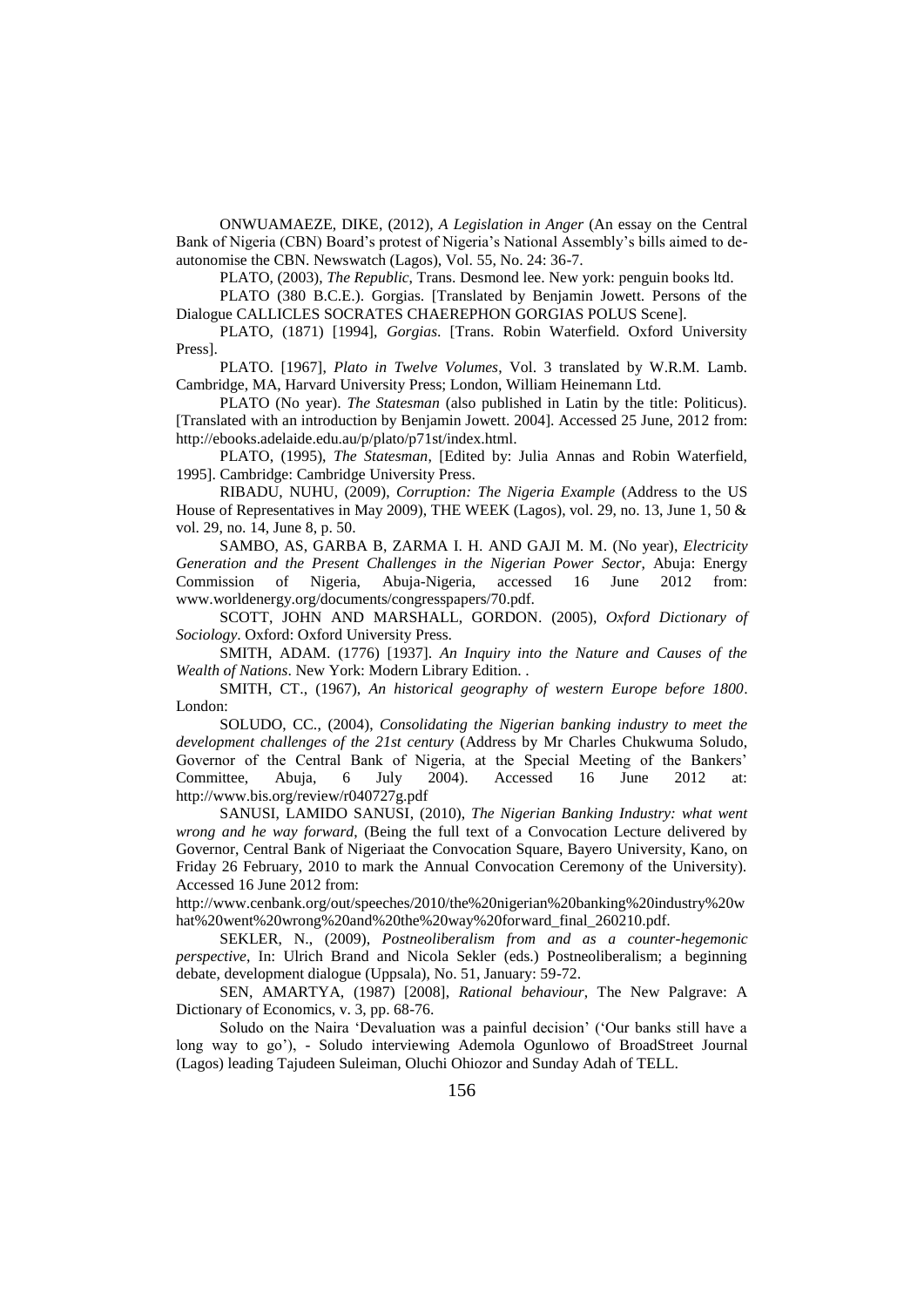ONWUAMAEZE, DIKE, (2012), *A Legislation in Anger* (An essay on the Central Bank of Nigeria (CBN) Board's protest of Nigeria's National Assembly's bills aimed to de-autonomise the CBN. Newswatch (Lagos), Vol. 55, No. 24: 36-7.

PLATO, (2003), *The Republic*, Trans. Desmond lee. New york: penguin books ltd.

PLATO (380 B.C.E.). Gorgias. [Translated by Benjamin Jowett. Persons of the Dialogue CALLICLES SOCRATES CHAEREPHON GORGIAS POLUS Scene].

PLATO, (1871) [1994], *Gorgias*. [Trans. Robin Waterfield. Oxford University Press].

PLATO. [1967], *Plato in Twelve Volumes*, Vol. 3 translated by W.R.M. Lamb. Cambridge, MA, Harvard University Press; London, William Heinemann Ltd.

PLATO (No year). *The Statesman* (also published in Latin by the title: Politicus). [Translated with an introduction by Benjamin Jowett. 2004]. Accessed 25 June, 2012 from: http://ebooks.adelaide.edu.au/p/plato/p71st/index.html.

PLATO, (1995), *The Statesman*, [Edited by: Julia Annas and Robin Waterfield, 1995]. Cambridge: Cambridge University Press.

RIBADU, NUHU, (2009), *Corruption: The Nigeria Example* (Address to the US House of Representatives in May 2009), THE WEEK (Lagos), vol. 29, no. 13, June 1, 50 & vol. 29, no. 14, June 8, p. 50.

SAMBO, AS, GARBA B, ZARMA I. H. AND GAJI M. M. (No year), *Electricity Generation and the Present Challenges in the Nigerian Power Sector*, Abuja: Energy Commission of Nigeria, Abuja-Nigeria, accessed 16 June 2012 from: www.worldenergy.org/documents/congresspapers/70.pdf.

SCOTT, JOHN AND MARSHALL, GORDON. (2005), *Oxford Dictionary of Sociology*. Oxford: Oxford University Press.

SMITH, ADAM. (1776) [1937]. *An Inquiry into the Nature and Causes of the Wealth of Nations*. New York: Modern Library Edition. .

SMITH, CT., (1967), *An historical geography of western Europe before 1800*. London:

SOLUDO, CC., (2004), *Consolidating the Nigerian banking industry to meet the development challenges of the 21st century* (Address by Mr Charles Chukwuma Soludo, Governor of the Central Bank of Nigeria, at the Special Meeting of the Bankers' Committee, Abuja, 6 July 2004). Accessed 16 June 2012 at: http://www.bis.org/review/r040727g.pdf

SANUSI, LAMIDO SANUSI, (2010), *The Nigerian Banking Industry: what went wrong and he way forward*, (Being the full text of a Convocation Lecture delivered by Governor, Central Bank of Nigeriaat the Convocation Square, Bayero University, Kano, on Friday 26 February, 2010 to mark the Annual Convocation Ceremony of the University). Accessed 16 June 2012 from: http://www.cenbank.org/out/speeches/2010/the%20nigerian%20banking%20industry%20what%20went%20wrong%20and%20the%20way%20forward_final_260210.pdf.

SEKLER, N., (2009), *Postneoliberalism from and as a counter-hegemonic perspective*, In: Ulrich Brand and Nicola Sekler (eds.) Postneoliberalism; a beginning debate, development dialogue (Uppsala), No. 51, January: 59-72.

SEN, AMARTYA, (1987) [2008], *Rational behaviour*, The New Palgrave: A Dictionary of Economics, v. 3, pp. 68-76.

Soludo on the Naira 'Devaluation was a painful decision' ('Our banks still have a long way to go'), - Soludo interviewing Ademola Ogunlowo of BroadStreet Journal (Lagos) leading Tajudeen Suleiman, Oluchi Ohiozor and Sunday Adah of TELL.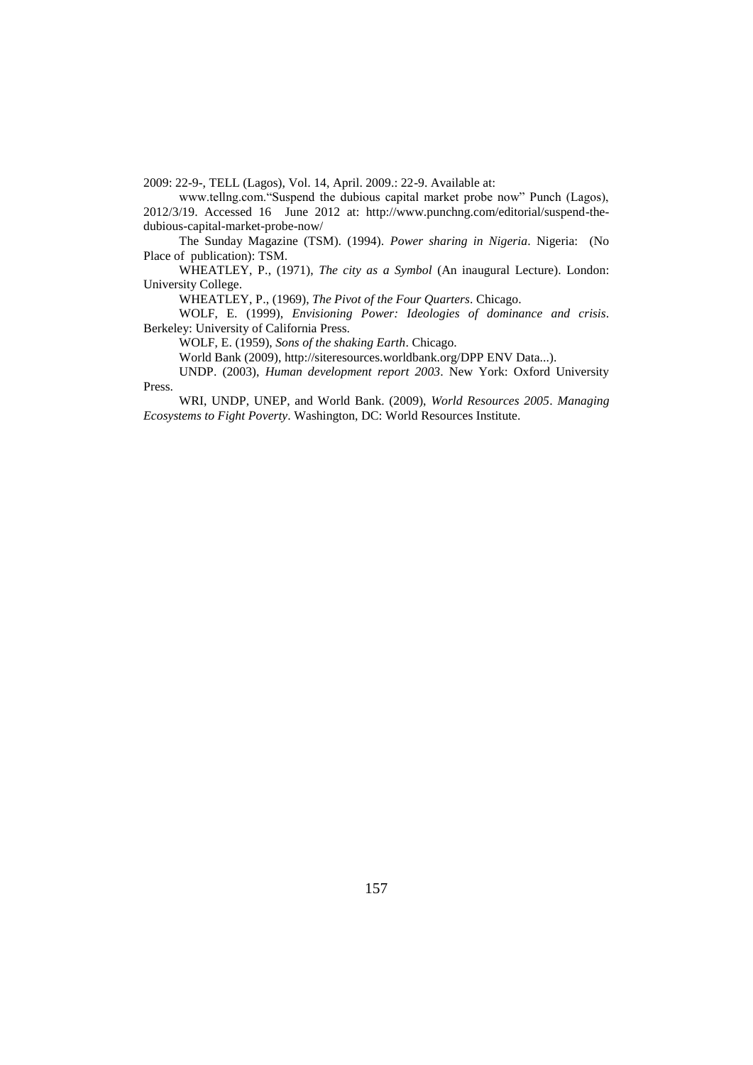2009: 22-9-, TELL (Lagos), Vol. 14, April. 2009.: 22-9. Available at:

www.tellng.com."Suspend the dubious capital market probe now" Punch (Lagos), 2012/3/19. Accessed 16 June 2012 at: http://www.punchng.com/editorial/suspend-the-dubious-capital-market-probe-now/

The Sunday Magazine (TSM). (1994). *Power sharing in Nigeria*. Nigeria: (No Place of publication): TSM.

WHEATLEY, P., (1971), *The city as a Symbol* (An inaugural Lecture). London: University College.

WHEATLEY, P., (1969), *The Pivot of the Four Quarters*. Chicago.

WOLF, E. (1999), *Envisioning Power: Ideologies of dominance and crisis*. Berkeley: University of California Press.

WOLF, E. (1959), *Sons of the shaking Earth*. Chicago.

World Bank (2009), http://siteresources.worldbank.org/DPP ENV Data...).

UNDP. (2003), *Human development report 2003*. New York: Oxford University Press.

WRI, UNDP, UNEP, and World Bank. (2009), *World Resources 2005*. *Managing Ecosystems to Fight Poverty*. Washington, DC: World Resources Institute.